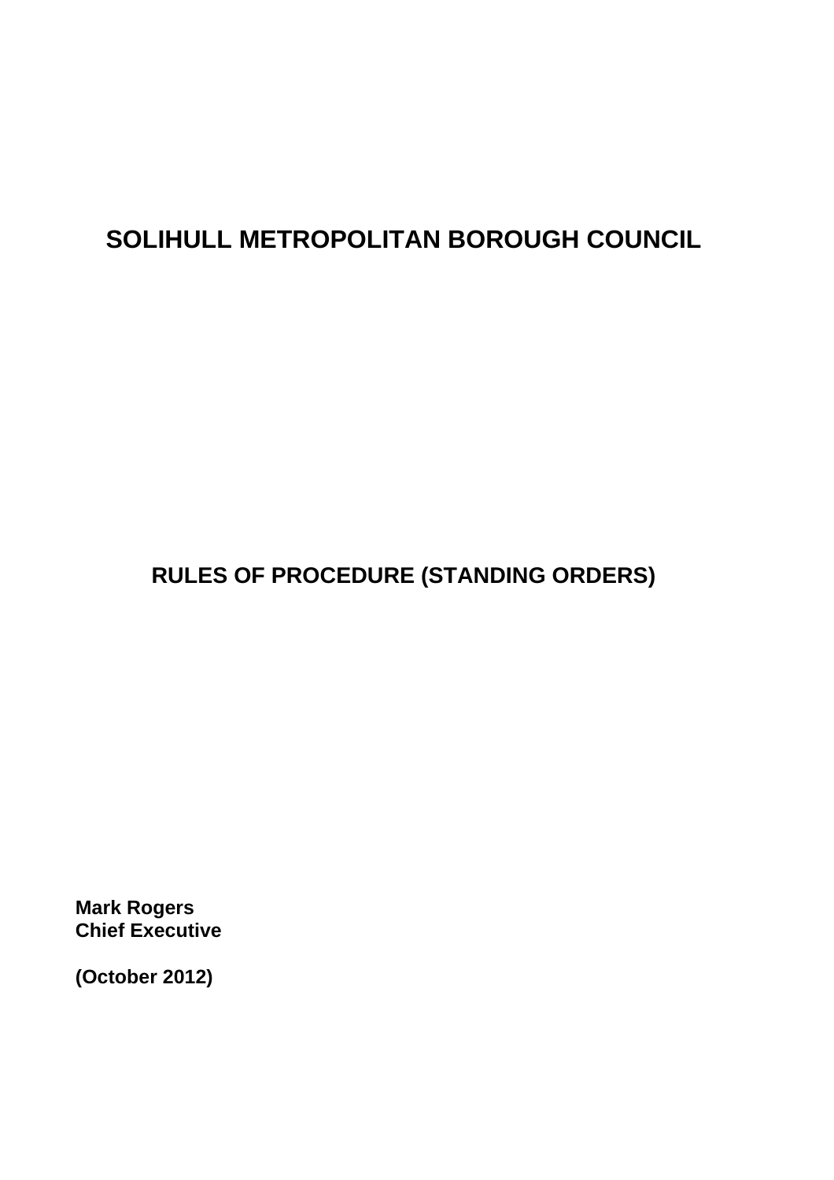# SOLIHULL METROPOLITAN BOROUGH COUNCIL

## RULES OF PROCEDURE (STANDING ORDERS)

**Mark Rogers**
**Chief Executive**

**(October 2012)**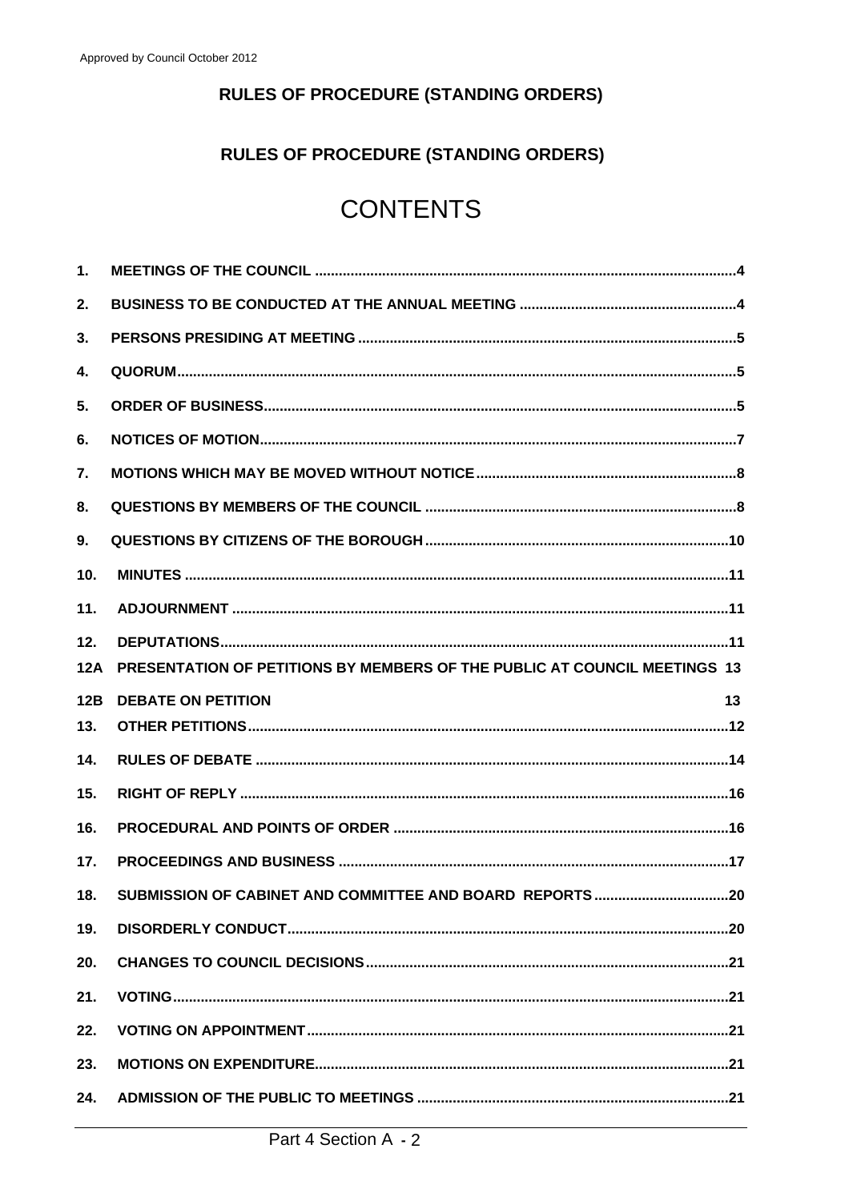Approved by Council October 2012

# RULES OF PROCEDURE (STANDING ORDERS)

## RULES OF PROCEDURE (STANDING ORDERS)

## CONTENTS

| | | |
|---|---|---|
| 1. | MEETINGS OF THE COUNCIL | 4 |
| 2. | BUSINESS TO BE CONDUCTED AT THE ANNUAL MEETING | 4 |
| 3. | PERSONS PRESIDING AT MEETING | 5 |
| 4. | QUORUM | 5 |
| 5. | ORDER OF BUSINESS | 5 |
| 6. | NOTICES OF MOTION | 7 |
| 7. | MOTIONS WHICH MAY BE MOVED WITHOUT NOTICE | 8 |
| 8. | QUESTIONS BY MEMBERS OF THE COUNCIL | 8 |
| 9. | QUESTIONS BY CITIZENS OF THE BOROUGH | 10 |
| 10. | MINUTES | 11 |
| 11. | ADJOURNMENT | 11 |
| 12. | DEPUTATIONS | 11 |
| 12A | PRESENTATION OF PETITIONS BY MEMBERS OF THE PUBLIC AT COUNCIL MEETINGS | 13 |
| 12B | DEBATE ON PETITION | 13 |
| 13. | OTHER PETITIONS | 12 |
| 14. | RULES OF DEBATE | 14 |
| 15. | RIGHT OF REPLY | 16 |
| 16. | PROCEDURAL AND POINTS OF ORDER | 16 |
| 17. | PROCEEDINGS AND BUSINESS | 17 |
| 18. | SUBMISSION OF CABINET AND COMMITTEE AND BOARD REPORTS | 20 |
| 19. | DISORDERLY CONDUCT | 20 |
| 20. | CHANGES TO COUNCIL DECISIONS | 21 |
| 21. | VOTING | 21 |
| 22. | VOTING ON APPOINTMENT | 21 |
| 23. | MOTIONS ON EXPENDITURE | 21 |
| 24. | ADMISSION OF THE PUBLIC TO MEETINGS | 21 |

Part 4 Section A - 2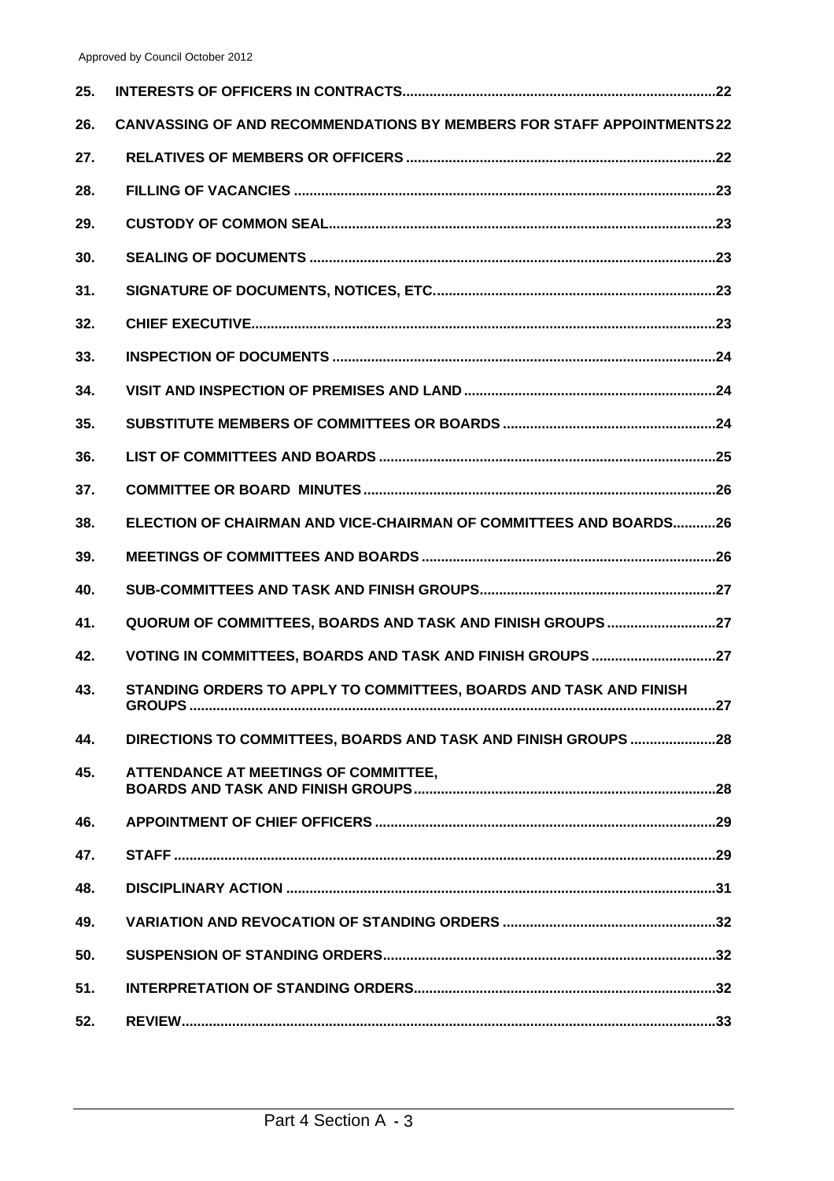| | | |
|---|---|---|
| 25. | INTERESTS OF OFFICERS IN CONTRACTS | 22 |
| 26. | CANVASSING OF AND RECOMMENDATIONS BY MEMBERS FOR STAFF APPOINTMENTS | 22 |
| 27. | RELATIVES OF MEMBERS OR OFFICERS | 22 |
| 28. | FILLING OF VACANCIES | 23 |
| 29. | CUSTODY OF COMMON SEAL | 23 |
| 30. | SEALING OF DOCUMENTS | 23 |
| 31. | SIGNATURE OF DOCUMENTS, NOTICES, ETC. | 23 |
| 32. | CHIEF EXECUTIVE | 23 |
| 33. | INSPECTION OF DOCUMENTS | 24 |
| 34. | VISIT AND INSPECTION OF PREMISES AND LAND | 24 |
| 35. | SUBSTITUTE MEMBERS OF COMMITTEES OR BOARDS | 24 |
| 36. | LIST OF COMMITTEES AND BOARDS | 25 |
| 37. | COMMITTEE OR BOARD MINUTES | 26 |
| 38. | ELECTION OF CHAIRMAN AND VICE-CHAIRMAN OF COMMITTEES AND BOARDS | 26 |
| 39. | MEETINGS OF COMMITTEES AND BOARDS | 26 |
| 40. | SUB-COMMITTEES AND TASK AND FINISH GROUPS | 27 |
| 41. | QUORUM OF COMMITTEES, BOARDS AND TASK AND FINISH GROUPS | 27 |
| 42. | VOTING IN COMMITTEES, BOARDS AND TASK AND FINISH GROUPS | 27 |
| 43. | STANDING ORDERS TO APPLY TO COMMITTEES, BOARDS AND TASK AND FINISH GROUPS | 27 |
| 44. | DIRECTIONS TO COMMITTEES, BOARDS AND TASK AND FINISH GROUPS | 28 |
| 45. | ATTENDANCE AT MEETINGS OF COMMITTEE, BOARDS AND TASK AND FINISH GROUPS | 28 |
| 46. | APPOINTMENT OF CHIEF OFFICERS | 29 |
| 47. | STAFF | 29 |
| 48. | DISCIPLINARY ACTION | 31 |
| 49. | VARIATION AND REVOCATION OF STANDING ORDERS | 32 |
| 50. | SUSPENSION OF STANDING ORDERS | 32 |
| 51. | INTERPRETATION OF STANDING ORDERS | 32 |
| 52. | REVIEW | 33 |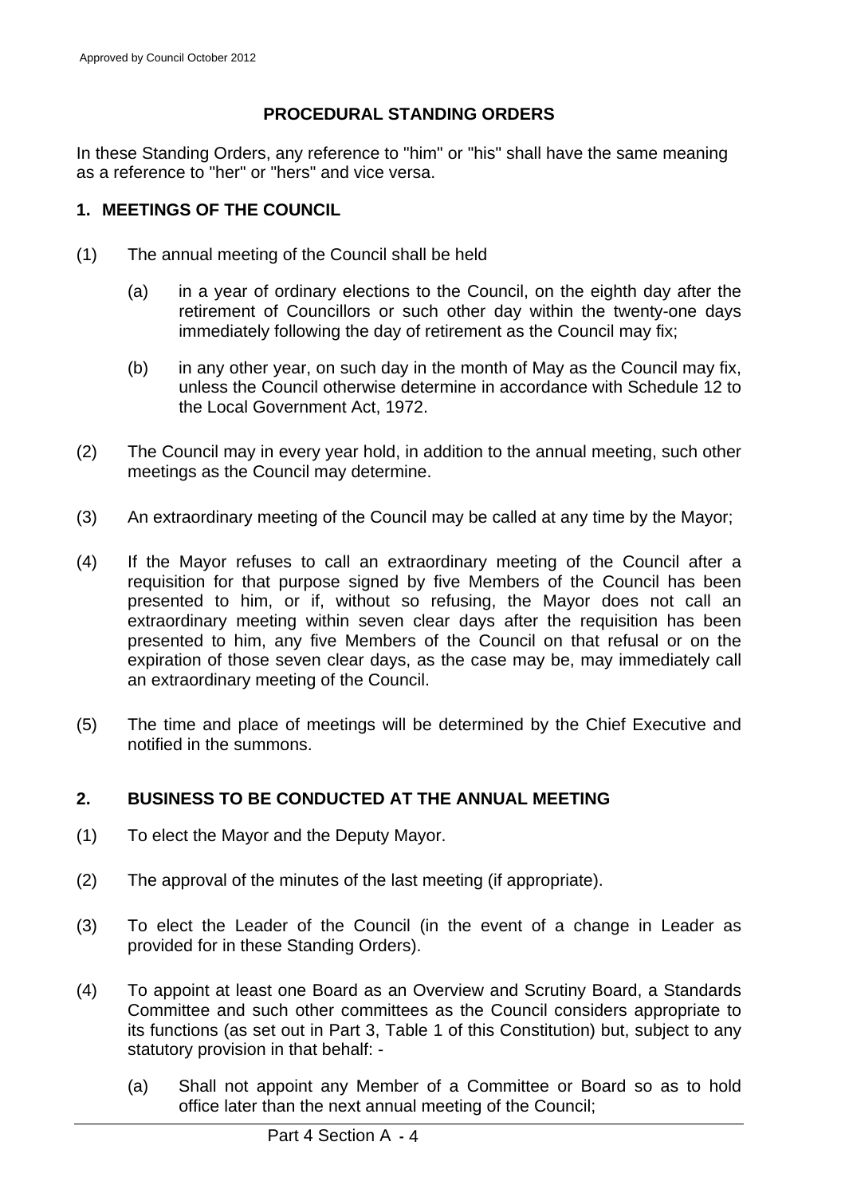Approved by Council October 2012

# PROCEDURAL STANDING ORDERS

In these Standing Orders, any reference to "him" or "his" shall have the same meaning as a reference to "her" or "hers" and vice versa.

## 1. MEETINGS OF THE COUNCIL

(1) The annual meeting of the Council shall be held

(a) in a year of ordinary elections to the Council, on the eighth day after the retirement of Councillors or such other day within the twenty-one days immediately following the day of retirement as the Council may fix;

(b) in any other year, on such day in the month of May as the Council may fix, unless the Council otherwise determine in accordance with Schedule 12 to the Local Government Act, 1972.

(2) The Council may in every year hold, in addition to the annual meeting, such other meetings as the Council may determine.

(3) An extraordinary meeting of the Council may be called at any time by the Mayor;

(4) If the Mayor refuses to call an extraordinary meeting of the Council after a requisition for that purpose signed by five Members of the Council has been presented to him, or if, without so refusing, the Mayor does not call an extraordinary meeting within seven clear days after the requisition has been presented to him, any five Members of the Council on that refusal or on the expiration of those seven clear days, as the case may be, may immediately call an extraordinary meeting of the Council.

(5) The time and place of meetings will be determined by the Chief Executive and notified in the summons.

## 2. BUSINESS TO BE CONDUCTED AT THE ANNUAL MEETING

(1) To elect the Mayor and the Deputy Mayor.

(2) The approval of the minutes of the last meeting (if appropriate).

(3) To elect the Leader of the Council (in the event of a change in Leader as provided for in these Standing Orders).

(4) To appoint at least one Board as an Overview and Scrutiny Board, a Standards Committee and such other committees as the Council considers appropriate to its functions (as set out in Part 3, Table 1 of this Constitution) but, subject to any statutory provision in that behalf: -

(a) Shall not appoint any Member of a Committee or Board so as to hold office later than the next annual meeting of the Council;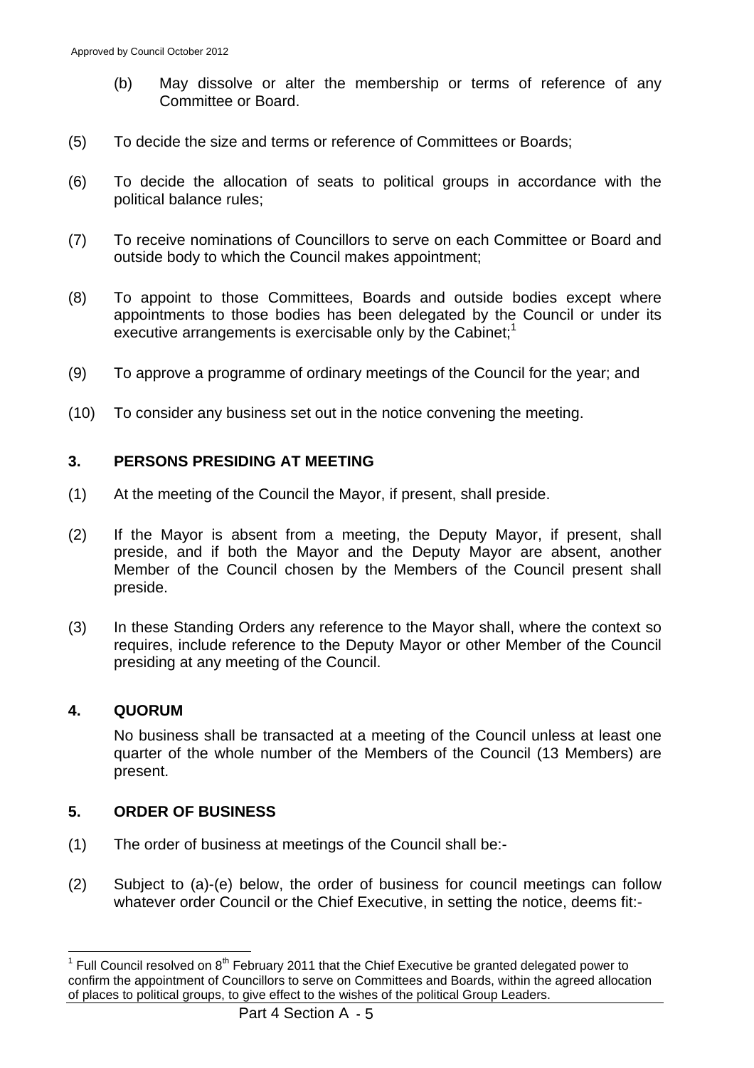(b) May dissolve or alter the membership or terms of reference of any Committee or Board.

(5) To decide the size and terms or reference of Committees or Boards;

(6) To decide the allocation of seats to political groups in accordance with the political balance rules;

(7) To receive nominations of Councillors to serve on each Committee or Board and outside body to which the Council makes appointment;

(8) To appoint to those Committees, Boards and outside bodies except where appointments to those bodies has been delegated by the Council or under its executive arrangements is exercisable only by the Cabinet;[1]

(9) To approve a programme of ordinary meetings of the Council for the year; and

(10) To consider any business set out in the notice convening the meeting.

## 3. PERSONS PRESIDING AT MEETING

(1) At the meeting of the Council the Mayor, if present, shall preside.

(2) If the Mayor is absent from a meeting, the Deputy Mayor, if present, shall preside, and if both the Mayor and the Deputy Mayor are absent, another Member of the Council chosen by the Members of the Council present shall preside.

(3) In these Standing Orders any reference to the Mayor shall, where the context so requires, include reference to the Deputy Mayor or other Member of the Council presiding at any meeting of the Council.

## 4. QUORUM

No business shall be transacted at a meeting of the Council unless at least one quarter of the whole number of the Members of the Council (13 Members) are present.

## 5. ORDER OF BUSINESS

(1) The order of business at meetings of the Council shall be:-

(2) Subject to (a)-(e) below, the order of business for council meetings can follow whatever order Council or the Chief Executive, in setting the notice, deems fit:-

---

[1] Full Council resolved on 8th February 2011 that the Chief Executive be granted delegated power to confirm the appointment of Councillors to serve on Committees and Boards, within the agreed allocation of places to political groups, to give effect to the wishes of the political Group Leaders.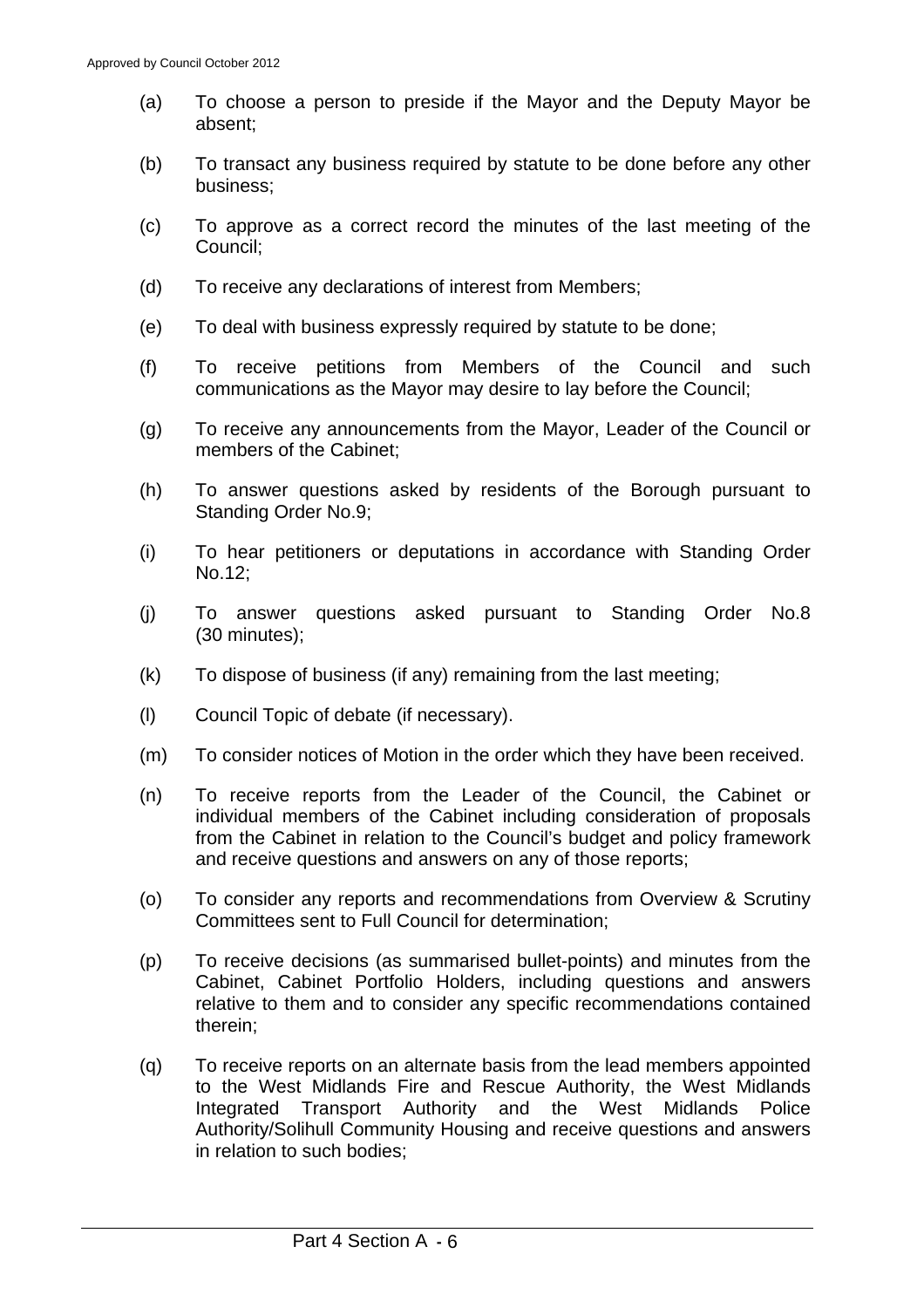(a) To choose a person to preside if the Mayor and the Deputy Mayor be absent;

(b) To transact any business required by statute to be done before any other business;

(c) To approve as a correct record the minutes of the last meeting of the Council;

(d) To receive any declarations of interest from Members;

(e) To deal with business expressly required by statute to be done;

(f) To receive petitions from Members of the Council and such communications as the Mayor may desire to lay before the Council;

(g) To receive any announcements from the Mayor, Leader of the Council or members of the Cabinet;

(h) To answer questions asked by residents of the Borough pursuant to Standing Order No.9;

(i) To hear petitioners or deputations in accordance with Standing Order No.12;

(j) To answer questions asked pursuant to Standing Order No.8 (30 minutes);

(k) To dispose of business (if any) remaining from the last meeting;

(l) Council Topic of debate (if necessary).

(m) To consider notices of Motion in the order which they have been received.

(n) To receive reports from the Leader of the Council, the Cabinet or individual members of the Cabinet including consideration of proposals from the Cabinet in relation to the Council's budget and policy framework and receive questions and answers on any of those reports;

(o) To consider any reports and recommendations from Overview & Scrutiny Committees sent to Full Council for determination;

(p) To receive decisions (as summarised bullet-points) and minutes from the Cabinet, Cabinet Portfolio Holders, including questions and answers relative to them and to consider any specific recommendations contained therein;

(q) To receive reports on an alternate basis from the lead members appointed to the West Midlands Fire and Rescue Authority, the West Midlands Integrated Transport Authority and the West Midlands Police Authority/Solihull Community Housing and receive questions and answers in relation to such bodies;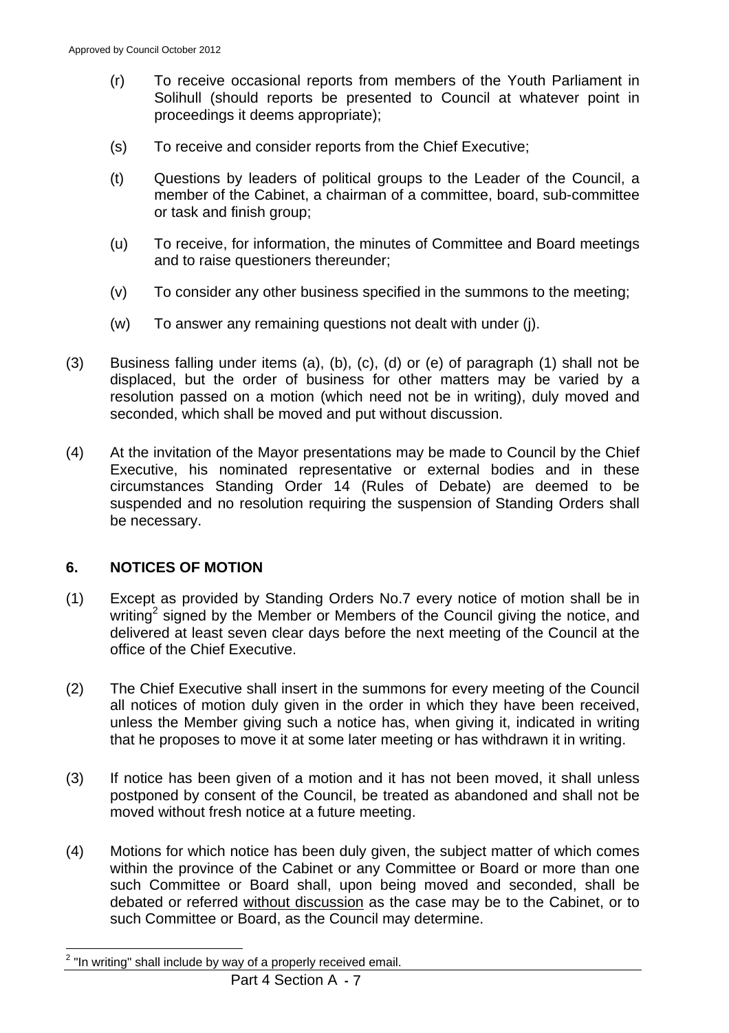(r) To receive occasional reports from members of the Youth Parliament in Solihull (should reports be presented to Council at whatever point in proceedings it deems appropriate);

(s) To receive and consider reports from the Chief Executive;

(t) Questions by leaders of political groups to the Leader of the Council, a member of the Cabinet, a chairman of a committee, board, sub-committee or task and finish group;

(u) To receive, for information, the minutes of Committee and Board meetings and to raise questioners thereunder;

(v) To consider any other business specified in the summons to the meeting;

(w) To answer any remaining questions not dealt with under (j).

(3) Business falling under items (a), (b), (c), (d) or (e) of paragraph (1) shall not be displaced, but the order of business for other matters may be varied by a resolution passed on a motion (which need not be in writing), duly moved and seconded, which shall be moved and put without discussion.

(4) At the invitation of the Mayor presentations may be made to Council by the Chief Executive, his nominated representative or external bodies and in these circumstances Standing Order 14 (Rules of Debate) are deemed to be suspended and no resolution requiring the suspension of Standing Orders shall be necessary.

## 6. NOTICES OF MOTION

(1) Except as provided by Standing Orders No.7 every notice of motion shall be in writing[2] signed by the Member or Members of the Council giving the notice, and delivered at least seven clear days before the next meeting of the Council at the office of the Chief Executive.

(2) The Chief Executive shall insert in the summons for every meeting of the Council all notices of motion duly given in the order in which they have been received, unless the Member giving such a notice has, when giving it, indicated in writing that he proposes to move it at some later meeting or has withdrawn it in writing.

(3) If notice has been given of a motion and it has not been moved, it shall unless postponed by consent of the Council, be treated as abandoned and shall not be moved without fresh notice at a future meeting.

(4) Motions for which notice has been duly given, the subject matter of which comes within the province of the Cabinet or any Committee or Board or more than one such Committee or Board shall, upon being moved and seconded, shall be debated or referred <u>without discussion</u> as the case may be to the Cabinet, or to such Committee or Board, as the Council may determine.

[2] "In writing" shall include by way of a properly received email.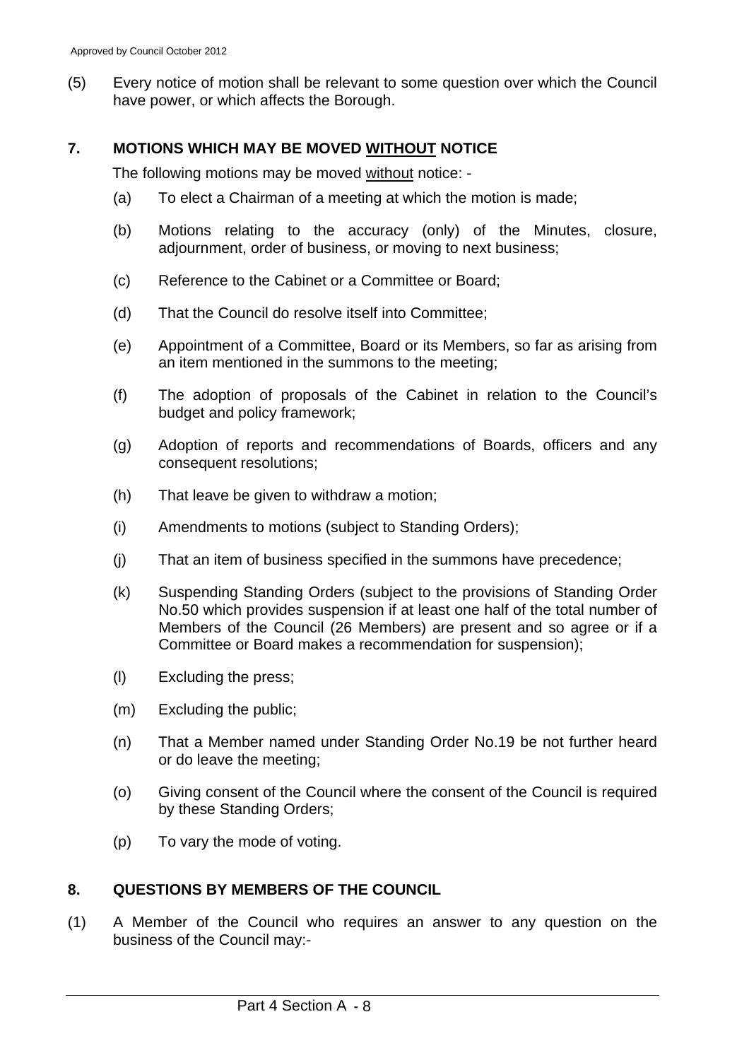(5) Every notice of motion shall be relevant to some question over which the Council have power, or which affects the Borough.

## 7. MOTIONS WHICH MAY BE MOVED WITHOUT NOTICE

The following motions may be moved without notice: -

(a) To elect a Chairman of a meeting at which the motion is made;

(b) Motions relating to the accuracy (only) of the Minutes, closure, adjournment, order of business, or moving to next business;

(c) Reference to the Cabinet or a Committee or Board;

(d) That the Council do resolve itself into Committee;

(e) Appointment of a Committee, Board or its Members, so far as arising from an item mentioned in the summons to the meeting;

(f) The adoption of proposals of the Cabinet in relation to the Council's budget and policy framework;

(g) Adoption of reports and recommendations of Boards, officers and any consequent resolutions;

(h) That leave be given to withdraw a motion;

(i) Amendments to motions (subject to Standing Orders);

(j) That an item of business specified in the summons have precedence;

(k) Suspending Standing Orders (subject to the provisions of Standing Order No.50 which provides suspension if at least one half of the total number of Members of the Council (26 Members) are present and so agree or if a Committee or Board makes a recommendation for suspension);

(l) Excluding the press;

(m) Excluding the public;

(n) That a Member named under Standing Order No.19 be not further heard or do leave the meeting;

(o) Giving consent of the Council where the consent of the Council is required by these Standing Orders;

(p) To vary the mode of voting.

## 8. QUESTIONS BY MEMBERS OF THE COUNCIL

(1) A Member of the Council who requires an answer to any question on the business of the Council may:-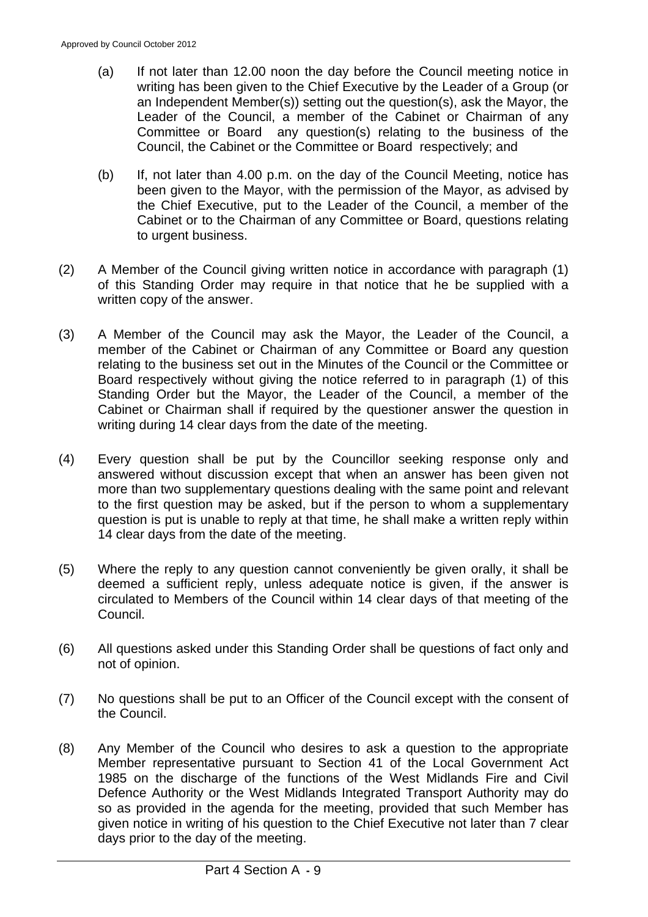(a) If not later than 12.00 noon the day before the Council meeting notice in writing has been given to the Chief Executive by the Leader of a Group (or an Independent Member(s)) setting out the question(s), ask the Mayor, the Leader of the Council, a member of the Cabinet or Chairman of any Committee or Board any question(s) relating to the business of the Council, the Cabinet or the Committee or Board respectively; and

(b) If, not later than 4.00 p.m. on the day of the Council Meeting, notice has been given to the Mayor, with the permission of the Mayor, as advised by the Chief Executive, put to the Leader of the Council, a member of the Cabinet or to the Chairman of any Committee or Board, questions relating to urgent business.

(2) A Member of the Council giving written notice in accordance with paragraph (1) of this Standing Order may require in that notice that he be supplied with a written copy of the answer.

(3) A Member of the Council may ask the Mayor, the Leader of the Council, a member of the Cabinet or Chairman of any Committee or Board any question relating to the business set out in the Minutes of the Council or the Committee or Board respectively without giving the notice referred to in paragraph (1) of this Standing Order but the Mayor, the Leader of the Council, a member of the Cabinet or Chairman shall if required by the questioner answer the question in writing during 14 clear days from the date of the meeting.

(4) Every question shall be put by the Councillor seeking response only and answered without discussion except that when an answer has been given not more than two supplementary questions dealing with the same point and relevant to the first question may be asked, but if the person to whom a supplementary question is put is unable to reply at that time, he shall make a written reply within 14 clear days from the date of the meeting.

(5) Where the reply to any question cannot conveniently be given orally, it shall be deemed a sufficient reply, unless adequate notice is given, if the answer is circulated to Members of the Council within 14 clear days of that meeting of the Council.

(6) All questions asked under this Standing Order shall be questions of fact only and not of opinion.

(7) No questions shall be put to an Officer of the Council except with the consent of the Council.

(8) Any Member of the Council who desires to ask a question to the appropriate Member representative pursuant to Section 41 of the Local Government Act 1985 on the discharge of the functions of the West Midlands Fire and Civil Defence Authority or the West Midlands Integrated Transport Authority may do so as provided in the agenda for the meeting, provided that such Member has given notice in writing of his question to the Chief Executive not later than 7 clear days prior to the day of the meeting.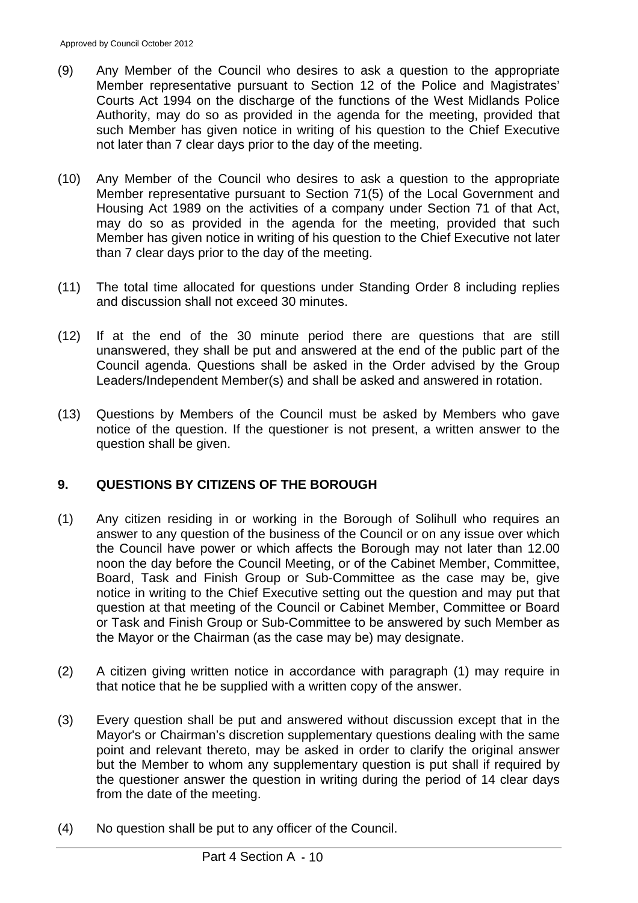(9) Any Member of the Council who desires to ask a question to the appropriate Member representative pursuant to Section 12 of the Police and Magistrates' Courts Act 1994 on the discharge of the functions of the West Midlands Police Authority, may do so as provided in the agenda for the meeting, provided that such Member has given notice in writing of his question to the Chief Executive not later than 7 clear days prior to the day of the meeting.

(10) Any Member of the Council who desires to ask a question to the appropriate Member representative pursuant to Section 71(5) of the Local Government and Housing Act 1989 on the activities of a company under Section 71 of that Act, may do so as provided in the agenda for the meeting, provided that such Member has given notice in writing of his question to the Chief Executive not later than 7 clear days prior to the day of the meeting.

(11) The total time allocated for questions under Standing Order 8 including replies and discussion shall not exceed 30 minutes.

(12) If at the end of the 30 minute period there are questions that are still unanswered, they shall be put and answered at the end of the public part of the Council agenda. Questions shall be asked in the Order advised by the Group Leaders/Independent Member(s) and shall be asked and answered in rotation.

(13) Questions by Members of the Council must be asked by Members who gave notice of the question. If the questioner is not present, a written answer to the question shall be given.

## 9. QUESTIONS BY CITIZENS OF THE BOROUGH

(1) Any citizen residing in or working in the Borough of Solihull who requires an answer to any question of the business of the Council or on any issue over which the Council have power or which affects the Borough may not later than 12.00 noon the day before the Council Meeting, or of the Cabinet Member, Committee, Board, Task and Finish Group or Sub-Committee as the case may be, give notice in writing to the Chief Executive setting out the question and may put that question at that meeting of the Council or Cabinet Member, Committee or Board or Task and Finish Group or Sub-Committee to be answered by such Member as the Mayor or the Chairman (as the case may be) may designate.

(2) A citizen giving written notice in accordance with paragraph (1) may require in that notice that he be supplied with a written copy of the answer.

(3) Every question shall be put and answered without discussion except that in the Mayor's or Chairman's discretion supplementary questions dealing with the same point and relevant thereto, may be asked in order to clarify the original answer but the Member to whom any supplementary question is put shall if required by the questioner answer the question in writing during the period of 14 clear days from the date of the meeting.

(4) No question shall be put to any officer of the Council.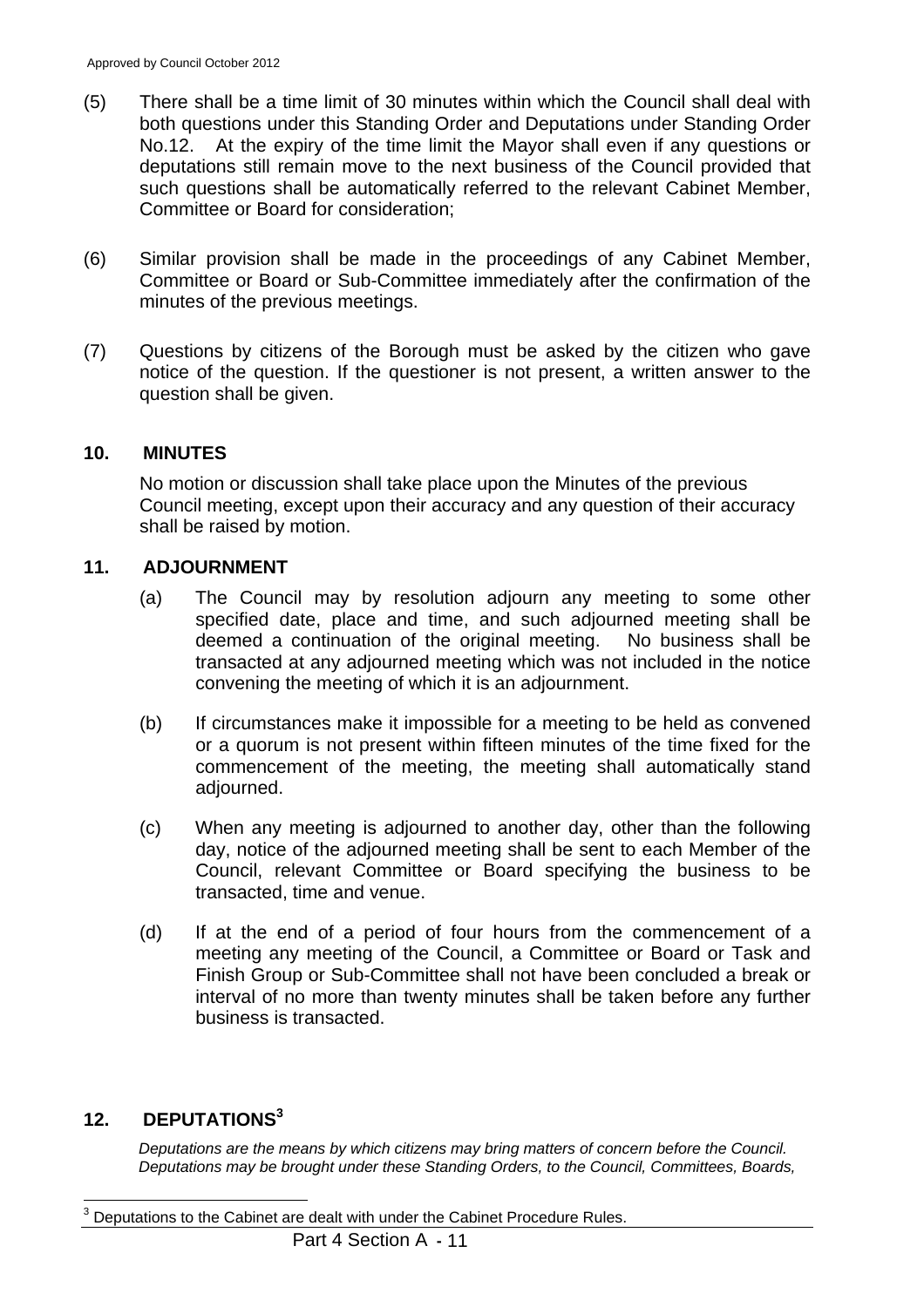(5) There shall be a time limit of 30 minutes within which the Council shall deal with both questions under this Standing Order and Deputations under Standing Order No.12. At the expiry of the time limit the Mayor shall even if any questions or deputations still remain move to the next business of the Council provided that such questions shall be automatically referred to the relevant Cabinet Member, Committee or Board for consideration;

(6) Similar provision shall be made in the proceedings of any Cabinet Member, Committee or Board or Sub-Committee immediately after the confirmation of the minutes of the previous meetings.

(7) Questions by citizens of the Borough must be asked by the citizen who gave notice of the question. If the questioner is not present, a written answer to the question shall be given.

## 10. MINUTES

No motion or discussion shall take place upon the Minutes of the previous Council meeting, except upon their accuracy and any question of their accuracy shall be raised by motion.

## 11. ADJOURNMENT

(a) The Council may by resolution adjourn any meeting to some other specified date, place and time, and such adjourned meeting shall be deemed a continuation of the original meeting. No business shall be transacted at any adjourned meeting which was not included in the notice convening the meeting of which it is an adjournment.

(b) If circumstances make it impossible for a meeting to be held as convened or a quorum is not present within fifteen minutes of the time fixed for the commencement of the meeting, the meeting shall automatically stand adjourned.

(c) When any meeting is adjourned to another day, other than the following day, notice of the adjourned meeting shall be sent to each Member of the Council, relevant Committee or Board specifying the business to be transacted, time and venue.

(d) If at the end of a period of four hours from the commencement of a meeting any meeting of the Council, a Committee or Board or Task and Finish Group or Sub-Committee shall not have been concluded a break or interval of no more than twenty minutes shall be taken before any further business is transacted.

## 12. DEPUTATIONS[3]

*Deputations are the means by which citizens may bring matters of concern before the Council. Deputations may be brought under these Standing Orders, to the Council, Committees, Boards,*

[3] Deputations to the Cabinet are dealt with under the Cabinet Procedure Rules.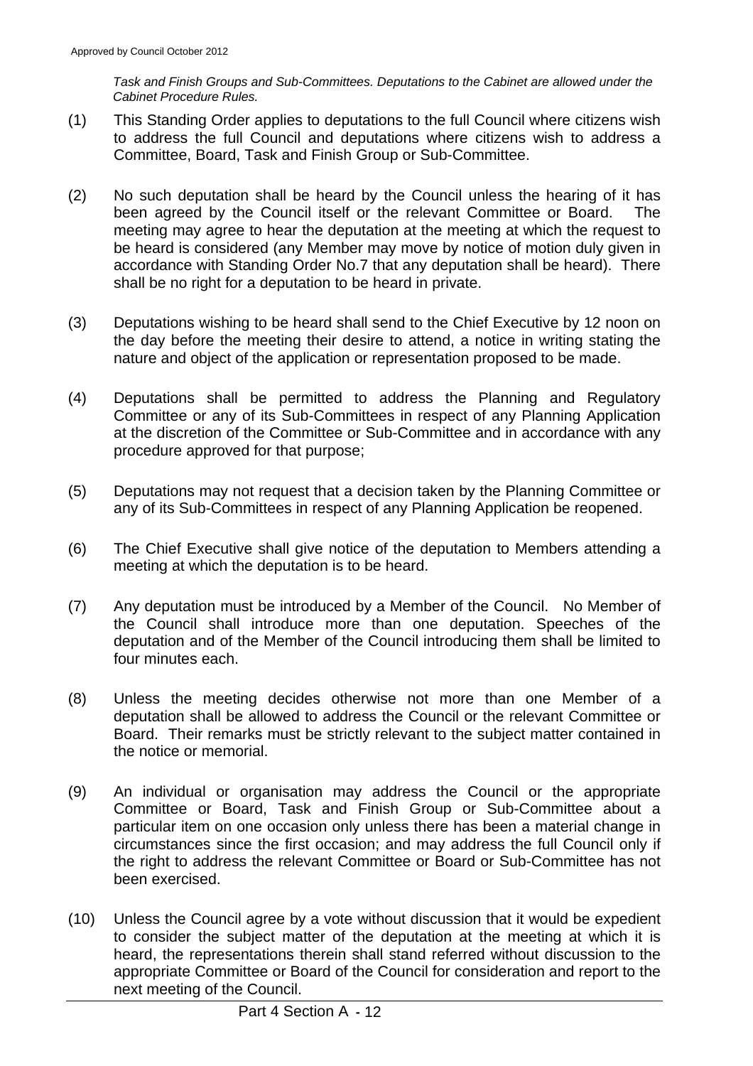*Task and Finish Groups and Sub-Committees. Deputations to the Cabinet are allowed under the Cabinet Procedure Rules.*

(1) This Standing Order applies to deputations to the full Council where citizens wish to address the full Council and deputations where citizens wish to address a Committee, Board, Task and Finish Group or Sub-Committee.

(2) No such deputation shall be heard by the Council unless the hearing of it has been agreed by the Council itself or the relevant Committee or Board. The meeting may agree to hear the deputation at the meeting at which the request to be heard is considered (any Member may move by notice of motion duly given in accordance with Standing Order No.7 that any deputation shall be heard). There shall be no right for a deputation to be heard in private.

(3) Deputations wishing to be heard shall send to the Chief Executive by 12 noon on the day before the meeting their desire to attend, a notice in writing stating the nature and object of the application or representation proposed to be made.

(4) Deputations shall be permitted to address the Planning and Regulatory Committee or any of its Sub-Committees in respect of any Planning Application at the discretion of the Committee or Sub-Committee and in accordance with any procedure approved for that purpose;

(5) Deputations may not request that a decision taken by the Planning Committee or any of its Sub-Committees in respect of any Planning Application be reopened.

(6) The Chief Executive shall give notice of the deputation to Members attending a meeting at which the deputation is to be heard.

(7) Any deputation must be introduced by a Member of the Council. No Member of the Council shall introduce more than one deputation. Speeches of the deputation and of the Member of the Council introducing them shall be limited to four minutes each.

(8) Unless the meeting decides otherwise not more than one Member of a deputation shall be allowed to address the Council or the relevant Committee or Board. Their remarks must be strictly relevant to the subject matter contained in the notice or memorial.

(9) An individual or organisation may address the Council or the appropriate Committee or Board, Task and Finish Group or Sub-Committee about a particular item on one occasion only unless there has been a material change in circumstances since the first occasion; and may address the full Council only if the right to address the relevant Committee or Board or Sub-Committee has not been exercised.

(10) Unless the Council agree by a vote without discussion that it would be expedient to consider the subject matter of the deputation at the meeting at which it is heard, the representations therein shall stand referred without discussion to the appropriate Committee or Board of the Council for consideration and report to the next meeting of the Council.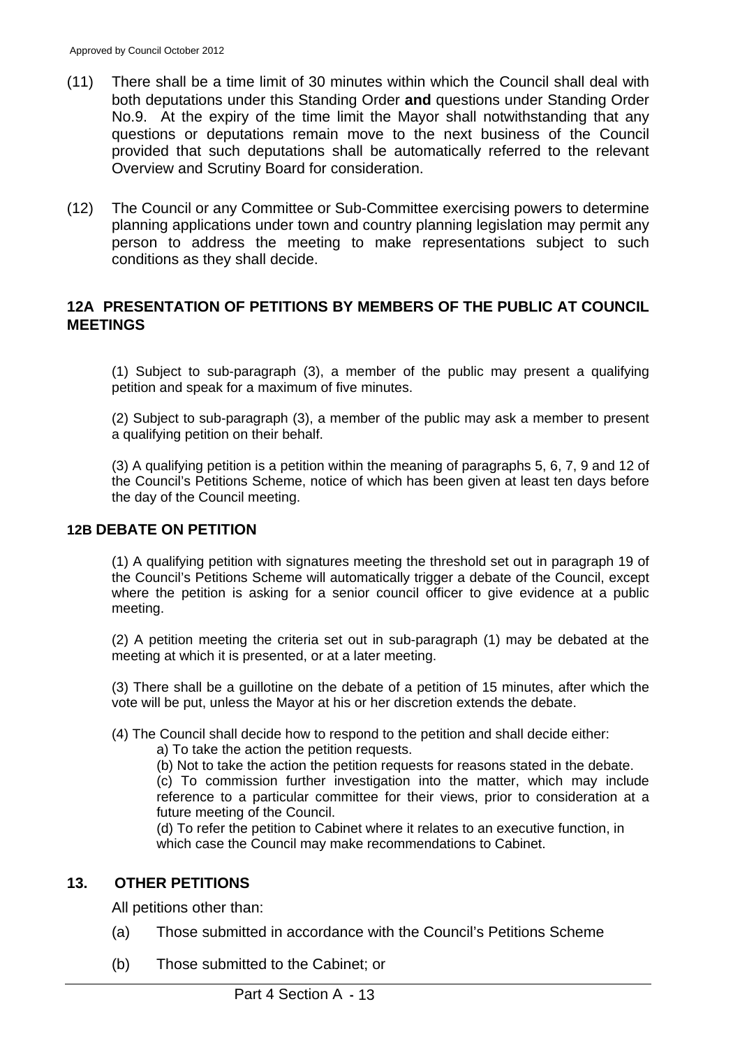(11) There shall be a time limit of 30 minutes within which the Council shall deal with both deputations under this Standing Order **and** questions under Standing Order No.9. At the expiry of the time limit the Mayor shall notwithstanding that any questions or deputations remain move to the next business of the Council provided that such deputations shall be automatically referred to the relevant Overview and Scrutiny Board for consideration.

(12) The Council or any Committee or Sub-Committee exercising powers to determine planning applications under town and country planning legislation may permit any person to address the meeting to make representations subject to such conditions as they shall decide.

## 12A PRESENTATION OF PETITIONS BY MEMBERS OF THE PUBLIC AT COUNCIL MEETINGS

(1) Subject to sub-paragraph (3), a member of the public may present a qualifying petition and speak for a maximum of five minutes.

(2) Subject to sub-paragraph (3), a member of the public may ask a member to present a qualifying petition on their behalf.

(3) A qualifying petition is a petition within the meaning of paragraphs 5, 6, 7, 9 and 12 of the Council's Petitions Scheme, notice of which has been given at least ten days before the day of the Council meeting.

## 12B DEBATE ON PETITION

(1) A qualifying petition with signatures meeting the threshold set out in paragraph 19 of the Council's Petitions Scheme will automatically trigger a debate of the Council, except where the petition is asking for a senior council officer to give evidence at a public meeting.

(2) A petition meeting the criteria set out in sub-paragraph (1) may be debated at the meeting at which it is presented, or at a later meeting.

(3) There shall be a guillotine on the debate of a petition of 15 minutes, after which the vote will be put, unless the Mayor at his or her discretion extends the debate.

(4) The Council shall decide how to respond to the petition and shall decide either:

a) To take the action the petition requests.

(b) Not to take the action the petition requests for reasons stated in the debate.

(c) To commission further investigation into the matter, which may include reference to a particular committee for their views, prior to consideration at a future meeting of the Council.

(d) To refer the petition to Cabinet where it relates to an executive function, in which case the Council may make recommendations to Cabinet.

## 13. OTHER PETITIONS

All petitions other than:

(a) Those submitted in accordance with the Council's Petitions Scheme

(b) Those submitted to the Cabinet; or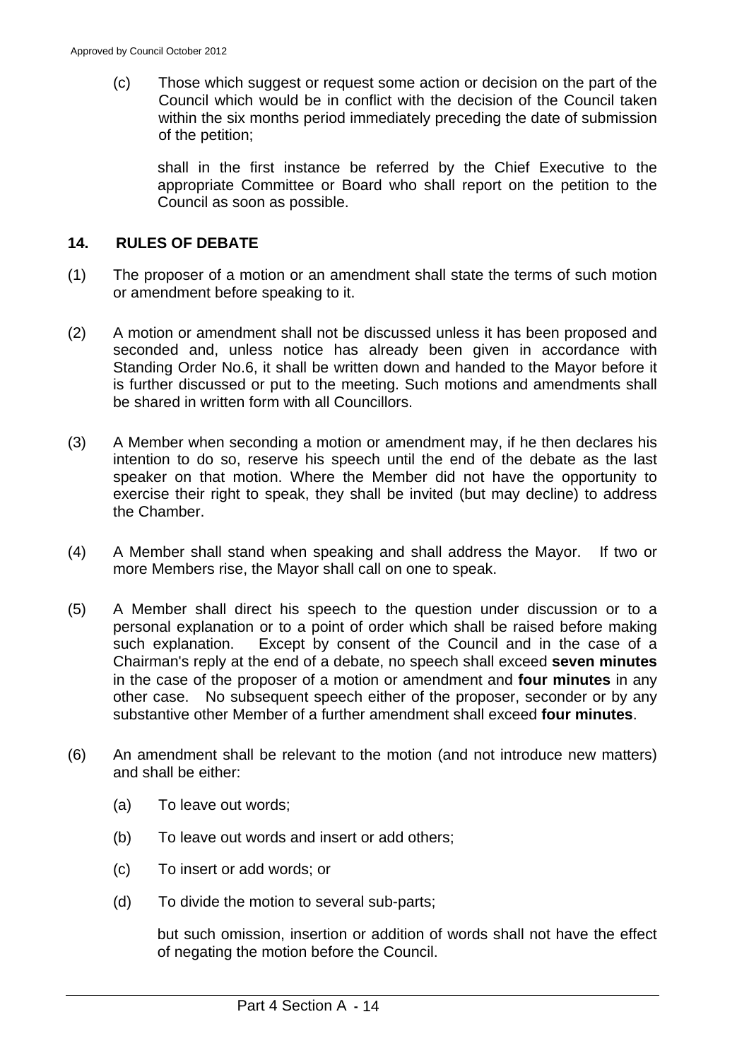(c) Those which suggest or request some action or decision on the part of the Council which would be in conflict with the decision of the Council taken within the six months period immediately preceding the date of submission of the petition;

shall in the first instance be referred by the Chief Executive to the appropriate Committee or Board who shall report on the petition to the Council as soon as possible.

## 14. RULES OF DEBATE

(1) The proposer of a motion or an amendment shall state the terms of such motion or amendment before speaking to it.

(2) A motion or amendment shall not be discussed unless it has been proposed and seconded and, unless notice has already been given in accordance with Standing Order No.6, it shall be written down and handed to the Mayor before it is further discussed or put to the meeting. Such motions and amendments shall be shared in written form with all Councillors.

(3) A Member when seconding a motion or amendment may, if he then declares his intention to do so, reserve his speech until the end of the debate as the last speaker on that motion. Where the Member did not have the opportunity to exercise their right to speak, they shall be invited (but may decline) to address the Chamber.

(4) A Member shall stand when speaking and shall address the Mayor. If two or more Members rise, the Mayor shall call on one to speak.

(5) A Member shall direct his speech to the question under discussion or to a personal explanation or to a point of order which shall be raised before making such explanation. Except by consent of the Council and in the case of a Chairman's reply at the end of a debate, no speech shall exceed **seven minutes** in the case of the proposer of a motion or amendment and **four minutes** in any other case. No subsequent speech either of the proposer, seconder or by any substantive other Member of a further amendment shall exceed **four minutes**.

(6) An amendment shall be relevant to the motion (and not introduce new matters) and shall be either:

(a) To leave out words;

(b) To leave out words and insert or add others;

(c) To insert or add words; or

(d) To divide the motion to several sub-parts;

but such omission, insertion or addition of words shall not have the effect of negating the motion before the Council.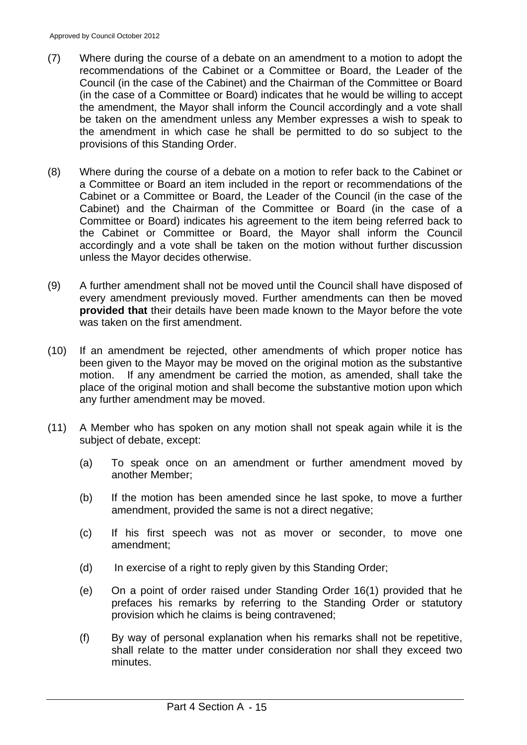(7) Where during the course of a debate on an amendment to a motion to adopt the recommendations of the Cabinet or a Committee or Board, the Leader of the Council (in the case of the Cabinet) and the Chairman of the Committee or Board (in the case of a Committee or Board) indicates that he would be willing to accept the amendment, the Mayor shall inform the Council accordingly and a vote shall be taken on the amendment unless any Member expresses a wish to speak to the amendment in which case he shall be permitted to do so subject to the provisions of this Standing Order.

(8) Where during the course of a debate on a motion to refer back to the Cabinet or a Committee or Board an item included in the report or recommendations of the Cabinet or a Committee or Board, the Leader of the Council (in the case of the Cabinet) and the Chairman of the Committee or Board (in the case of a Committee or Board) indicates his agreement to the item being referred back to the Cabinet or Committee or Board, the Mayor shall inform the Council accordingly and a vote shall be taken on the motion without further discussion unless the Mayor decides otherwise.

(9) A further amendment shall not be moved until the Council shall have disposed of every amendment previously moved. Further amendments can then be moved **provided that** their details have been made known to the Mayor before the vote was taken on the first amendment.

(10) If an amendment be rejected, other amendments of which proper notice has been given to the Mayor may be moved on the original motion as the substantive motion. If any amendment be carried the motion, as amended, shall take the place of the original motion and shall become the substantive motion upon which any further amendment may be moved.

(11) A Member who has spoken on any motion shall not speak again while it is the subject of debate, except:

(a) To speak once on an amendment or further amendment moved by another Member;

(b) If the motion has been amended since he last spoke, to move a further amendment, provided the same is not a direct negative;

(c) If his first speech was not as mover or seconder, to move one amendment;

(d) In exercise of a right to reply given by this Standing Order;

(e) On a point of order raised under Standing Order 16(1) provided that he prefaces his remarks by referring to the Standing Order or statutory provision which he claims is being contravened;

(f) By way of personal explanation when his remarks shall not be repetitive, shall relate to the matter under consideration nor shall they exceed two minutes.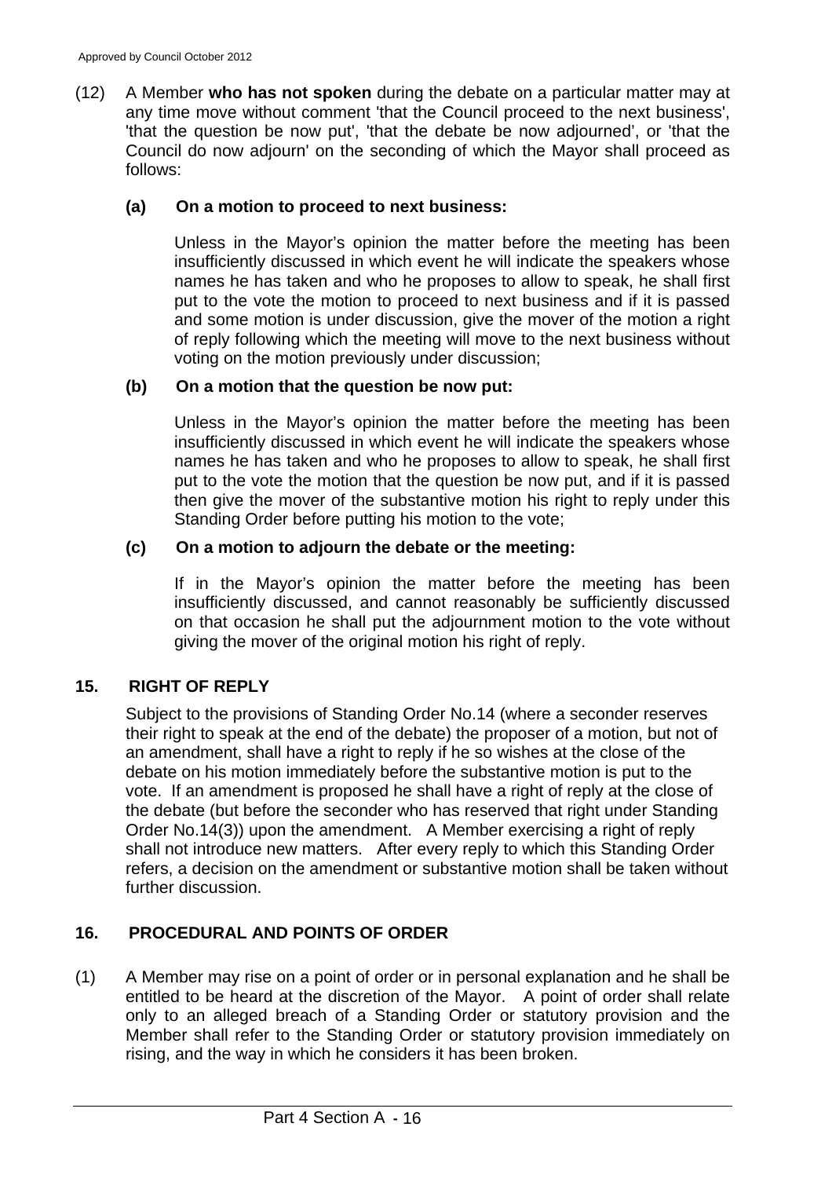(12) A Member **who has not spoken** during the debate on a particular matter may at any time move without comment 'that the Council proceed to the next business', 'that the question be now put', 'that the debate be now adjourned', or 'that the Council do now adjourn' on the seconding of which the Mayor shall proceed as follows:

**(a) On a motion to proceed to next business:**

Unless in the Mayor's opinion the matter before the meeting has been insufficiently discussed in which event he will indicate the speakers whose names he has taken and who he proposes to allow to speak, he shall first put to the vote the motion to proceed to next business and if it is passed and some motion is under discussion, give the mover of the motion a right of reply following which the meeting will move to the next business without voting on the motion previously under discussion;

**(b) On a motion that the question be now put:**

Unless in the Mayor's opinion the matter before the meeting has been insufficiently discussed in which event he will indicate the speakers whose names he has taken and who he proposes to allow to speak, he shall first put to the vote the motion that the question be now put, and if it is passed then give the mover of the substantive motion his right to reply under this Standing Order before putting his motion to the vote;

**(c) On a motion to adjourn the debate or the meeting:**

If in the Mayor's opinion the matter before the meeting has been insufficiently discussed, and cannot reasonably be sufficiently discussed on that occasion he shall put the adjournment motion to the vote without giving the mover of the original motion his right of reply.

## 15. RIGHT OF REPLY

Subject to the provisions of Standing Order No.14 (where a seconder reserves their right to speak at the end of the debate) the proposer of a motion, but not of an amendment, shall have a right to reply if he so wishes at the close of the debate on his motion immediately before the substantive motion is put to the vote. If an amendment is proposed he shall have a right of reply at the close of the debate (but before the seconder who has reserved that right under Standing Order No.14(3)) upon the amendment. A Member exercising a right of reply shall not introduce new matters. After every reply to which this Standing Order refers, a decision on the amendment or substantive motion shall be taken without further discussion.

## 16. PROCEDURAL AND POINTS OF ORDER

(1) A Member may rise on a point of order or in personal explanation and he shall be entitled to be heard at the discretion of the Mayor. A point of order shall relate only to an alleged breach of a Standing Order or statutory provision and the Member shall refer to the Standing Order or statutory provision immediately on rising, and the way in which he considers it has been broken.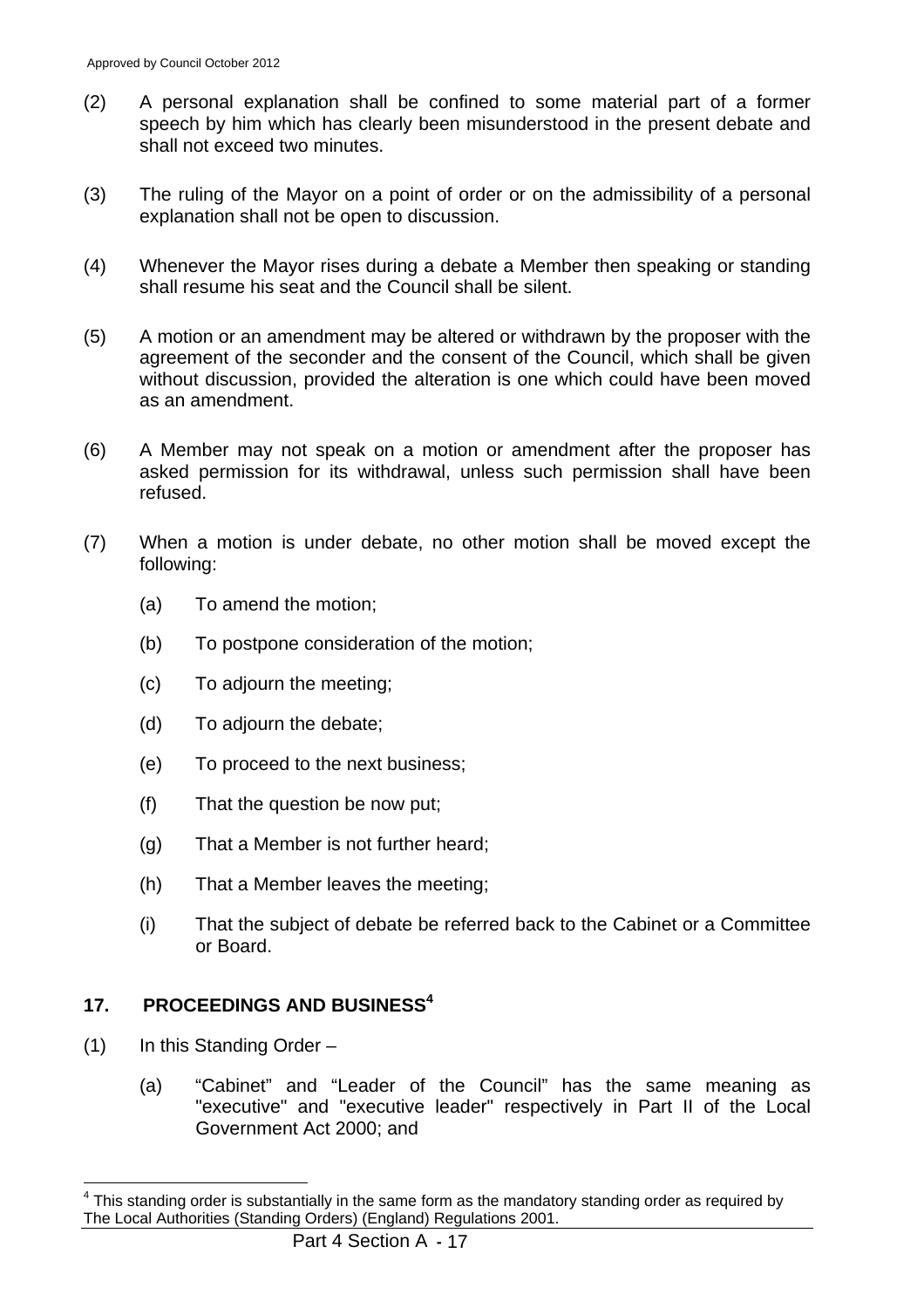(2) A personal explanation shall be confined to some material part of a former speech by him which has clearly been misunderstood in the present debate and shall not exceed two minutes.

(3) The ruling of the Mayor on a point of order or on the admissibility of a personal explanation shall not be open to discussion.

(4) Whenever the Mayor rises during a debate a Member then speaking or standing shall resume his seat and the Council shall be silent.

(5) A motion or an amendment may be altered or withdrawn by the proposer with the agreement of the seconder and the consent of the Council, which shall be given without discussion, provided the alteration is one which could have been moved as an amendment.

(6) A Member may not speak on a motion or amendment after the proposer has asked permission for its withdrawal, unless such permission shall have been refused.

(7) When a motion is under debate, no other motion shall be moved except the following:

  (a) To amend the motion;

  (b) To postpone consideration of the motion;

  (c) To adjourn the meeting;

  (d) To adjourn the debate;

  (e) To proceed to the next business;

  (f) That the question be now put;

  (g) That a Member is not further heard;

  (h) That a Member leaves the meeting;

  (i) That the subject of debate be referred back to the Cabinet or a Committee or Board.

## 17. PROCEEDINGS AND BUSINESS[4]

(1) In this Standing Order –

  (a) “Cabinet” and “Leader of the Council” has the same meaning as "executive" and "executive leader" respectively in Part II of the Local Government Act 2000; and

---

[4] This standing order is substantially in the same form as the mandatory standing order as required by The Local Authorities (Standing Orders) (England) Regulations 2001.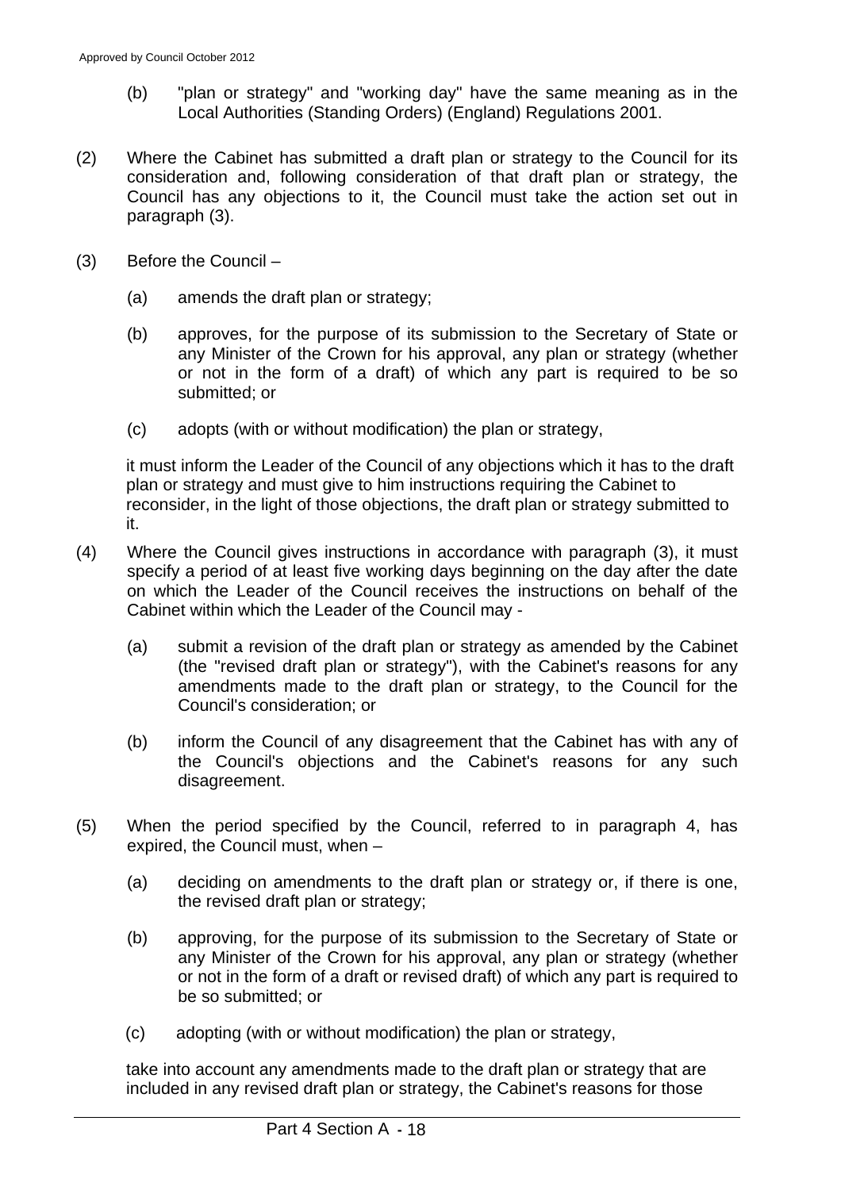(b) "plan or strategy" and "working day" have the same meaning as in the Local Authorities (Standing Orders) (England) Regulations 2001.

(2) Where the Cabinet has submitted a draft plan or strategy to the Council for its consideration and, following consideration of that draft plan or strategy, the Council has any objections to it, the Council must take the action set out in paragraph (3).

(3) Before the Council –

(a) amends the draft plan or strategy;

(b) approves, for the purpose of its submission to the Secretary of State or any Minister of the Crown for his approval, any plan or strategy (whether or not in the form of a draft) of which any part is required to be so submitted; or

(c) adopts (with or without modification) the plan or strategy,

it must inform the Leader of the Council of any objections which it has to the draft plan or strategy and must give to him instructions requiring the Cabinet to reconsider, in the light of those objections, the draft plan or strategy submitted to it.

(4) Where the Council gives instructions in accordance with paragraph (3), it must specify a period of at least five working days beginning on the day after the date on which the Leader of the Council receives the instructions on behalf of the Cabinet within which the Leader of the Council may -

(a) submit a revision of the draft plan or strategy as amended by the Cabinet (the "revised draft plan or strategy"), with the Cabinet's reasons for any amendments made to the draft plan or strategy, to the Council for the Council's consideration; or

(b) inform the Council of any disagreement that the Cabinet has with any of the Council's objections and the Cabinet's reasons for any such disagreement.

(5) When the period specified by the Council, referred to in paragraph 4, has expired, the Council must, when –

(a) deciding on amendments to the draft plan or strategy or, if there is one, the revised draft plan or strategy;

(b) approving, for the purpose of its submission to the Secretary of State or any Minister of the Crown for his approval, any plan or strategy (whether or not in the form of a draft or revised draft) of which any part is required to be so submitted; or

(c) adopting (with or without modification) the plan or strategy,

take into account any amendments made to the draft plan or strategy that are included in any revised draft plan or strategy, the Cabinet's reasons for those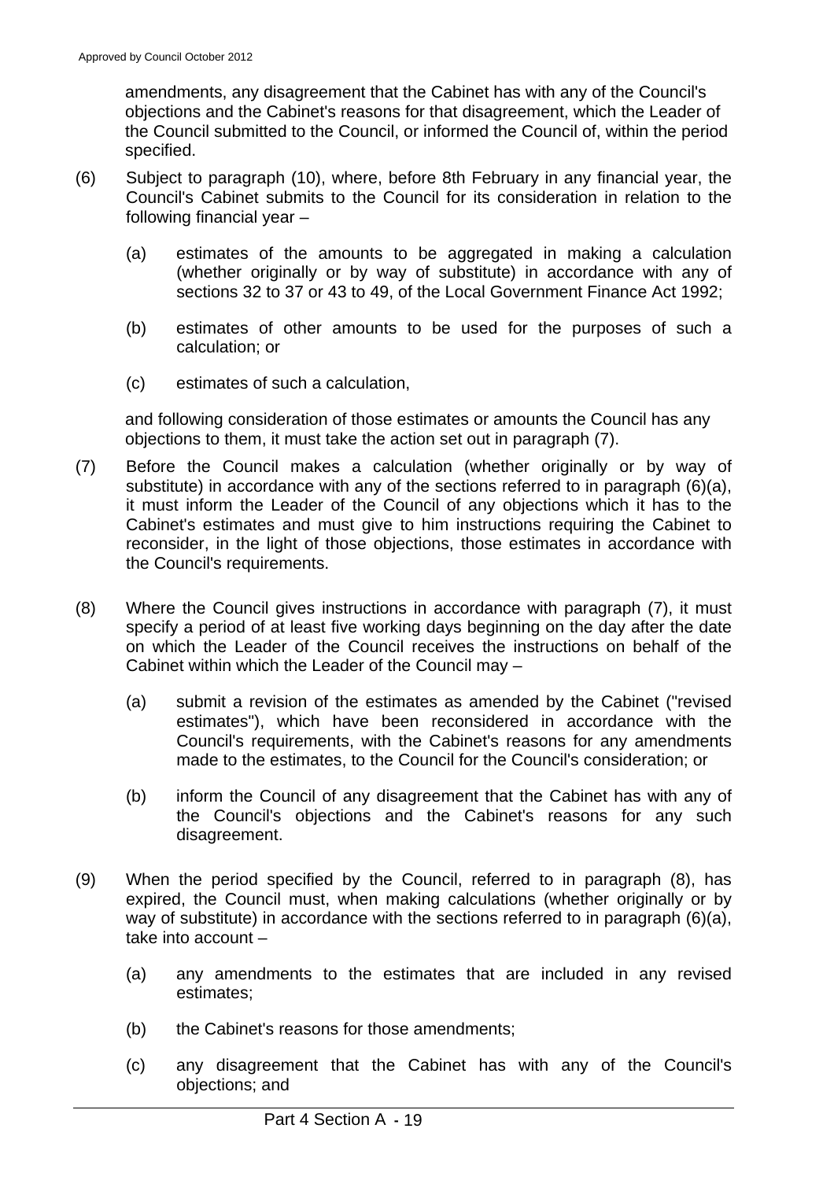amendments, any disagreement that the Cabinet has with any of the Council's objections and the Cabinet's reasons for that disagreement, which the Leader of the Council submitted to the Council, or informed the Council of, within the period specified.

(6) Subject to paragraph (10), where, before 8th February in any financial year, the Council's Cabinet submits to the Council for its consideration in relation to the following financial year –

(a) estimates of the amounts to be aggregated in making a calculation (whether originally or by way of substitute) in accordance with any of sections 32 to 37 or 43 to 49, of the Local Government Finance Act 1992;

(b) estimates of other amounts to be used for the purposes of such a calculation; or

(c) estimates of such a calculation,

and following consideration of those estimates or amounts the Council has any objections to them, it must take the action set out in paragraph (7).

(7) Before the Council makes a calculation (whether originally or by way of substitute) in accordance with any of the sections referred to in paragraph (6)(a), it must inform the Leader of the Council of any objections which it has to the Cabinet's estimates and must give to him instructions requiring the Cabinet to reconsider, in the light of those objections, those estimates in accordance with the Council's requirements.

(8) Where the Council gives instructions in accordance with paragraph (7), it must specify a period of at least five working days beginning on the day after the date on which the Leader of the Council receives the instructions on behalf of the Cabinet within which the Leader of the Council may –

(a) submit a revision of the estimates as amended by the Cabinet ("revised estimates"), which have been reconsidered in accordance with the Council's requirements, with the Cabinet's reasons for any amendments made to the estimates, to the Council for the Council's consideration; or

(b) inform the Council of any disagreement that the Cabinet has with any of the Council's objections and the Cabinet's reasons for any such disagreement.

(9) When the period specified by the Council, referred to in paragraph (8), has expired, the Council must, when making calculations (whether originally or by way of substitute) in accordance with the sections referred to in paragraph (6)(a), take into account –

(a) any amendments to the estimates that are included in any revised estimates;

(b) the Cabinet's reasons for those amendments;

(c) any disagreement that the Cabinet has with any of the Council's objections; and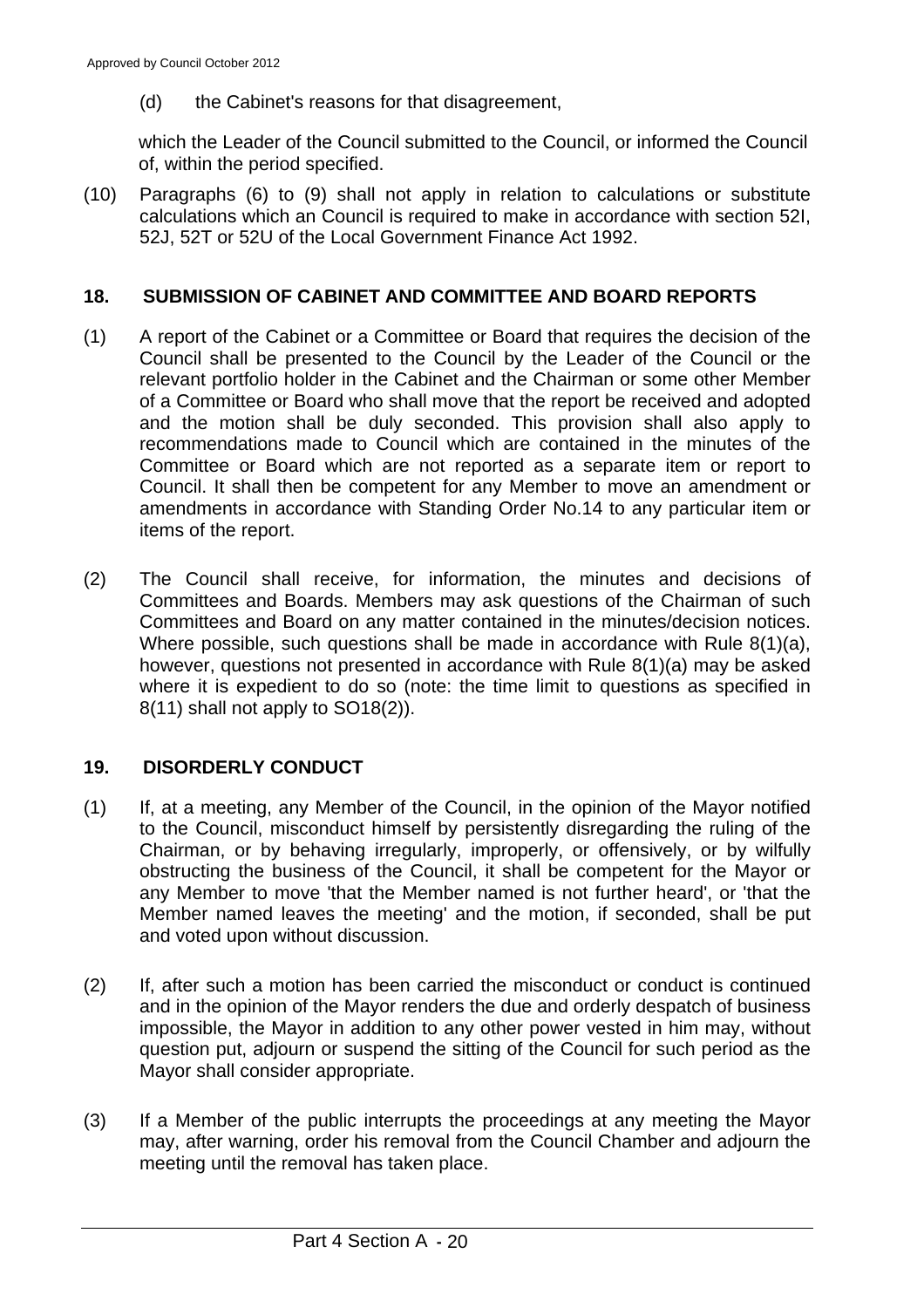(d) the Cabinet's reasons for that disagreement,

which the Leader of the Council submitted to the Council, or informed the Council of, within the period specified.

(10) Paragraphs (6) to (9) shall not apply in relation to calculations or substitute calculations which an Council is required to make in accordance with section 52I, 52J, 52T or 52U of the Local Government Finance Act 1992.

## 18. SUBMISSION OF CABINET AND COMMITTEE AND BOARD REPORTS

(1) A report of the Cabinet or a Committee or Board that requires the decision of the Council shall be presented to the Council by the Leader of the Council or the relevant portfolio holder in the Cabinet and the Chairman or some other Member of a Committee or Board who shall move that the report be received and adopted and the motion shall be duly seconded. This provision shall also apply to recommendations made to Council which are contained in the minutes of the Committee or Board which are not reported as a separate item or report to Council. It shall then be competent for any Member to move an amendment or amendments in accordance with Standing Order No.14 to any particular item or items of the report.

(2) The Council shall receive, for information, the minutes and decisions of Committees and Boards. Members may ask questions of the Chairman of such Committees and Board on any matter contained in the minutes/decision notices. Where possible, such questions shall be made in accordance with Rule 8(1)(a), however, questions not presented in accordance with Rule 8(1)(a) may be asked where it is expedient to do so (note: the time limit to questions as specified in 8(11) shall not apply to SO18(2)).

## 19. DISORDERLY CONDUCT

(1) If, at a meeting, any Member of the Council, in the opinion of the Mayor notified to the Council, misconduct himself by persistently disregarding the ruling of the Chairman, or by behaving irregularly, improperly, or offensively, or by wilfully obstructing the business of the Council, it shall be competent for the Mayor or any Member to move 'that the Member named is not further heard', or 'that the Member named leaves the meeting' and the motion, if seconded, shall be put and voted upon without discussion.

(2) If, after such a motion has been carried the misconduct or conduct is continued and in the opinion of the Mayor renders the due and orderly despatch of business impossible, the Mayor in addition to any other power vested in him may, without question put, adjourn or suspend the sitting of the Council for such period as the Mayor shall consider appropriate.

(3) If a Member of the public interrupts the proceedings at any meeting the Mayor may, after warning, order his removal from the Council Chamber and adjourn the meeting until the removal has taken place.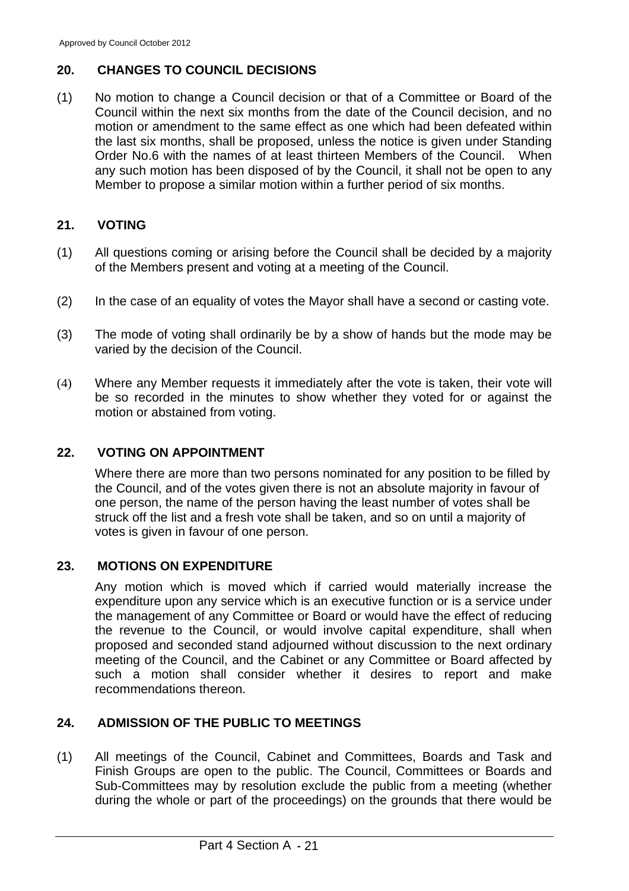## 20. CHANGES TO COUNCIL DECISIONS

(1) No motion to change a Council decision or that of a Committee or Board of the Council within the next six months from the date of the Council decision, and no motion or amendment to the same effect as one which had been defeated within the last six months, shall be proposed, unless the notice is given under Standing Order No.6 with the names of at least thirteen Members of the Council. When any such motion has been disposed of by the Council, it shall not be open to any Member to propose a similar motion within a further period of six months.

## 21. VOTING

(1) All questions coming or arising before the Council shall be decided by a majority of the Members present and voting at a meeting of the Council.

(2) In the case of an equality of votes the Mayor shall have a second or casting vote.

(3) The mode of voting shall ordinarily be by a show of hands but the mode may be varied by the decision of the Council.

(4) Where any Member requests it immediately after the vote is taken, their vote will be so recorded in the minutes to show whether they voted for or against the motion or abstained from voting.

## 22. VOTING ON APPOINTMENT

Where there are more than two persons nominated for any position to be filled by the Council, and of the votes given there is not an absolute majority in favour of one person, the name of the person having the least number of votes shall be struck off the list and a fresh vote shall be taken, and so on until a majority of votes is given in favour of one person.

## 23. MOTIONS ON EXPENDITURE

Any motion which is moved which if carried would materially increase the expenditure upon any service which is an executive function or is a service under the management of any Committee or Board or would have the effect of reducing the revenue to the Council, or would involve capital expenditure, shall when proposed and seconded stand adjourned without discussion to the next ordinary meeting of the Council, and the Cabinet or any Committee or Board affected by such a motion shall consider whether it desires to report and make recommendations thereon.

## 24. ADMISSION OF THE PUBLIC TO MEETINGS

(1) All meetings of the Council, Cabinet and Committees, Boards and Task and Finish Groups are open to the public. The Council, Committees or Boards and Sub-Committees may by resolution exclude the public from a meeting (whether during the whole or part of the proceedings) on the grounds that there would be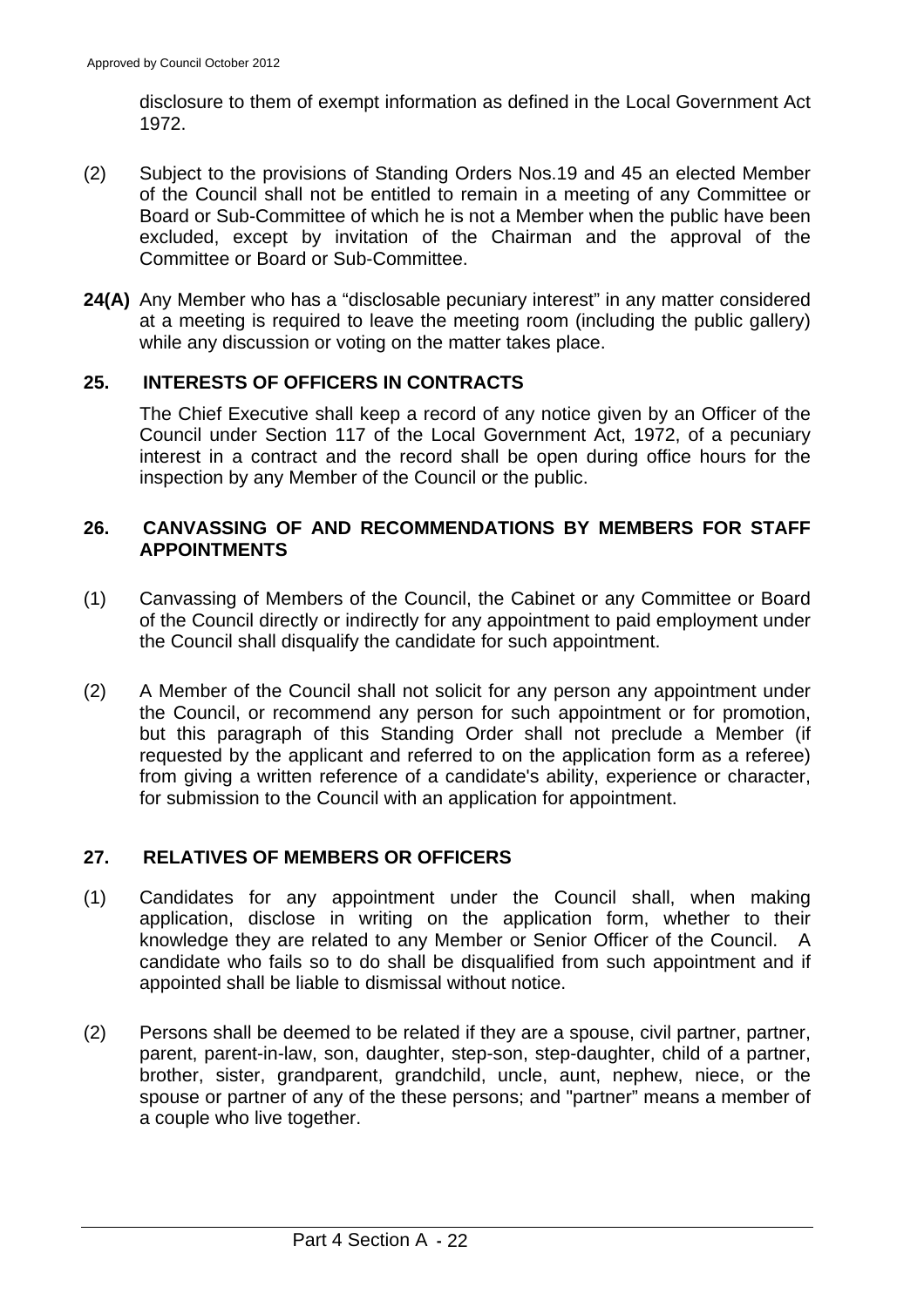disclosure to them of exempt information as defined in the Local Government Act 1972.

(2) Subject to the provisions of Standing Orders Nos.19 and 45 an elected Member of the Council shall not be entitled to remain in a meeting of any Committee or Board or Sub-Committee of which he is not a Member when the public have been excluded, except by invitation of the Chairman and the approval of the Committee or Board or Sub-Committee.

**24(A)** Any Member who has a "disclosable pecuniary interest" in any matter considered at a meeting is required to leave the meeting room (including the public gallery) while any discussion or voting on the matter takes place.

## 25. INTERESTS OF OFFICERS IN CONTRACTS

The Chief Executive shall keep a record of any notice given by an Officer of the Council under Section 117 of the Local Government Act, 1972, of a pecuniary interest in a contract and the record shall be open during office hours for the inspection by any Member of the Council or the public.

## 26. CANVASSING OF AND RECOMMENDATIONS BY MEMBERS FOR STAFF APPOINTMENTS

(1) Canvassing of Members of the Council, the Cabinet or any Committee or Board of the Council directly or indirectly for any appointment to paid employment under the Council shall disqualify the candidate for such appointment.

(2) A Member of the Council shall not solicit for any person any appointment under the Council, or recommend any person for such appointment or for promotion, but this paragraph of this Standing Order shall not preclude a Member (if requested by the applicant and referred to on the application form as a referee) from giving a written reference of a candidate's ability, experience or character, for submission to the Council with an application for appointment.

## 27. RELATIVES OF MEMBERS OR OFFICERS

(1) Candidates for any appointment under the Council shall, when making application, disclose in writing on the application form, whether to their knowledge they are related to any Member or Senior Officer of the Council. A candidate who fails so to do shall be disqualified from such appointment and if appointed shall be liable to dismissal without notice.

(2) Persons shall be deemed to be related if they are a spouse, civil partner, partner, parent, parent-in-law, son, daughter, step-son, step-daughter, child of a partner, brother, sister, grandparent, grandchild, uncle, aunt, nephew, niece, or the spouse or partner of any of the these persons; and "partner" means a member of a couple who live together.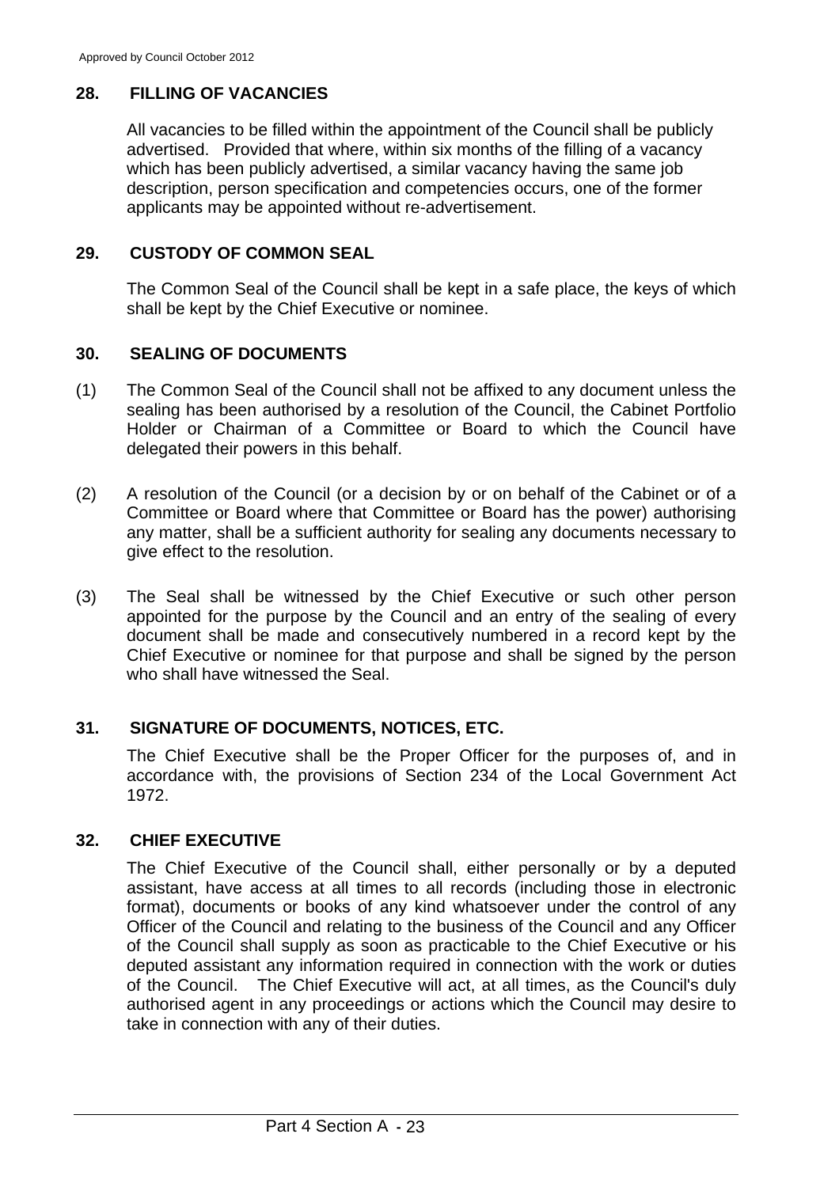## 28. FILLING OF VACANCIES

All vacancies to be filled within the appointment of the Council shall be publicly advertised. Provided that where, within six months of the filling of a vacancy which has been publicly advertised, a similar vacancy having the same job description, person specification and competencies occurs, one of the former applicants may be appointed without re-advertisement.

## 29. CUSTODY OF COMMON SEAL

The Common Seal of the Council shall be kept in a safe place, the keys of which shall be kept by the Chief Executive or nominee.

## 30. SEALING OF DOCUMENTS

(1) The Common Seal of the Council shall not be affixed to any document unless the sealing has been authorised by a resolution of the Council, the Cabinet Portfolio Holder or Chairman of a Committee or Board to which the Council have delegated their powers in this behalf.

(2) A resolution of the Council (or a decision by or on behalf of the Cabinet or of a Committee or Board where that Committee or Board has the power) authorising any matter, shall be a sufficient authority for sealing any documents necessary to give effect to the resolution.

(3) The Seal shall be witnessed by the Chief Executive or such other person appointed for the purpose by the Council and an entry of the sealing of every document shall be made and consecutively numbered in a record kept by the Chief Executive or nominee for that purpose and shall be signed by the person who shall have witnessed the Seal.

## 31. SIGNATURE OF DOCUMENTS, NOTICES, ETC.

The Chief Executive shall be the Proper Officer for the purposes of, and in accordance with, the provisions of Section 234 of the Local Government Act 1972.

## 32. CHIEF EXECUTIVE

The Chief Executive of the Council shall, either personally or by a deputed assistant, have access at all times to all records (including those in electronic format), documents or books of any kind whatsoever under the control of any Officer of the Council and relating to the business of the Council and any Officer of the Council shall supply as soon as practicable to the Chief Executive or his deputed assistant any information required in connection with the work or duties of the Council. The Chief Executive will act, at all times, as the Council's duly authorised agent in any proceedings or actions which the Council may desire to take in connection with any of their duties.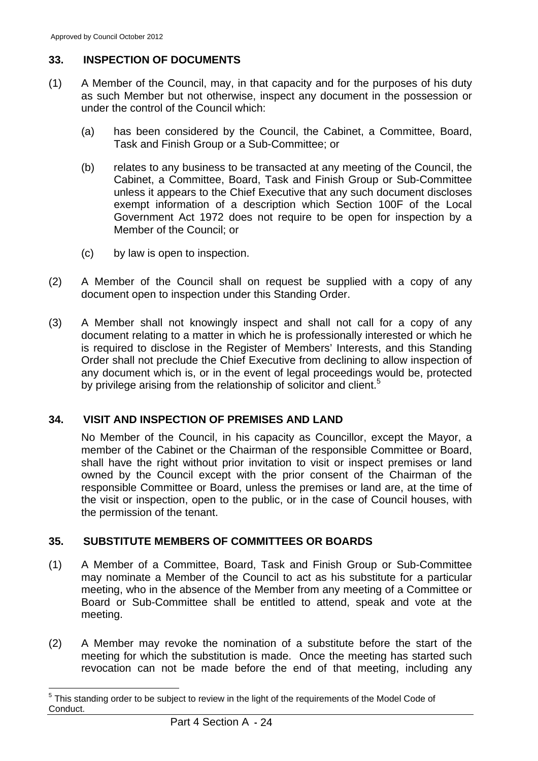## 33. INSPECTION OF DOCUMENTS

(1) A Member of the Council, may, in that capacity and for the purposes of his duty as such Member but not otherwise, inspect any document in the possession or under the control of the Council which:

   (a) has been considered by the Council, the Cabinet, a Committee, Board, Task and Finish Group or a Sub-Committee; or

   (b) relates to any business to be transacted at any meeting of the Council, the Cabinet, a Committee, Board, Task and Finish Group or Sub-Committee unless it appears to the Chief Executive that any such document discloses exempt information of a description which Section 100F of the Local Government Act 1972 does not require to be open for inspection by a Member of the Council; or

   (c) by law is open to inspection.

(2) A Member of the Council shall on request be supplied with a copy of any document open to inspection under this Standing Order.

(3) A Member shall not knowingly inspect and shall not call for a copy of any document relating to a matter in which he is professionally interested or which he is required to disclose in the Register of Members' Interests, and this Standing Order shall not preclude the Chief Executive from declining to allow inspection of any document which is, or in the event of legal proceedings would be, protected by privilege arising from the relationship of solicitor and client.[5]

## 34. VISIT AND INSPECTION OF PREMISES AND LAND

No Member of the Council, in his capacity as Councillor, except the Mayor, a member of the Cabinet or the Chairman of the responsible Committee or Board, shall have the right without prior invitation to visit or inspect premises or land owned by the Council except with the prior consent of the Chairman of the responsible Committee or Board, unless the premises or land are, at the time of the visit or inspection, open to the public, or in the case of Council houses, with the permission of the tenant.

## 35. SUBSTITUTE MEMBERS OF COMMITTEES OR BOARDS

(1) A Member of a Committee, Board, Task and Finish Group or Sub-Committee may nominate a Member of the Council to act as his substitute for a particular meeting, who in the absence of the Member from any meeting of a Committee or Board or Sub-Committee shall be entitled to attend, speak and vote at the meeting.

(2) A Member may revoke the nomination of a substitute before the start of the meeting for which the substitution is made. Once the meeting has started such revocation can not be made before the end of that meeting, including any

---

[5] This standing order to be subject to review in the light of the requirements of the Model Code of Conduct.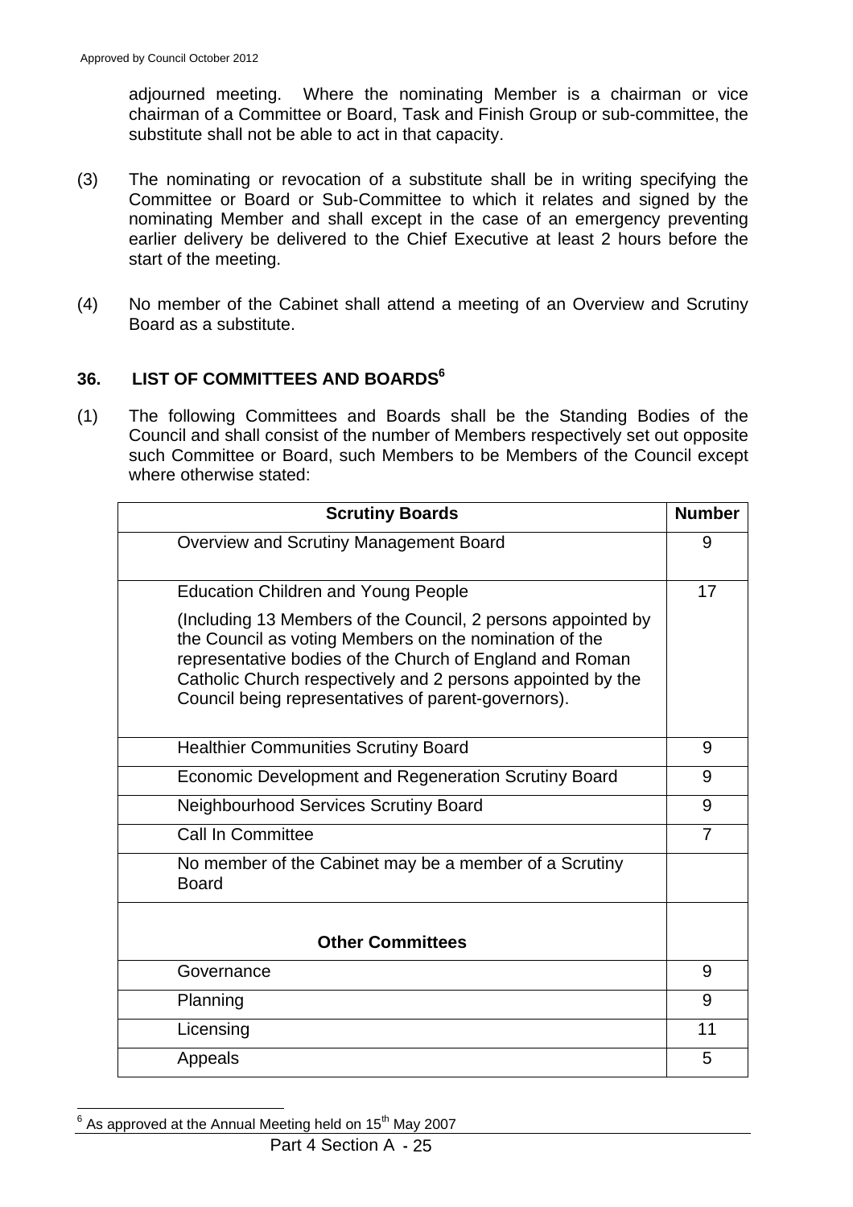adjourned meeting. Where the nominating Member is a chairman or vice chairman of a Committee or Board, Task and Finish Group or sub-committee, the substitute shall not be able to act in that capacity.

(3) The nominating or revocation of a substitute shall be in writing specifying the Committee or Board or Sub-Committee to which it relates and signed by the nominating Member and shall except in the case of an emergency preventing earlier delivery be delivered to the Chief Executive at least 2 hours before the start of the meeting.

(4) No member of the Cabinet shall attend a meeting of an Overview and Scrutiny Board as a substitute.

## 36. LIST OF COMMITTEES AND BOARDS[6]

(1) The following Committees and Boards shall be the Standing Bodies of the Council and shall consist of the number of Members respectively set out opposite such Committee or Board, such Members to be Members of the Council except where otherwise stated:

| **Scrutiny Boards** | **Number** |
|---|---|
| Overview and Scrutiny Management Board | 9 |
| Education Children and Young People<br><br>(Including 13 Members of the Council, 2 persons appointed by the Council as voting Members on the nomination of the representative bodies of the Church of England and Roman Catholic Church respectively and 2 persons appointed by the Council being representatives of parent-governors). | 17 |
| Healthier Communities Scrutiny Board | 9 |
| Economic Development and Regeneration Scrutiny Board | 9 |
| Neighbourhood Services Scrutiny Board | 9 |
| Call In Committee | 7 |
| No member of the Cabinet may be a member of a Scrutiny Board | |
| **Other Committees** | |
| Governance | 9 |
| Planning | 9 |
| Licensing | 11 |
| Appeals | 5 |

[6] As approved at the Annual Meeting held on 15th May 2007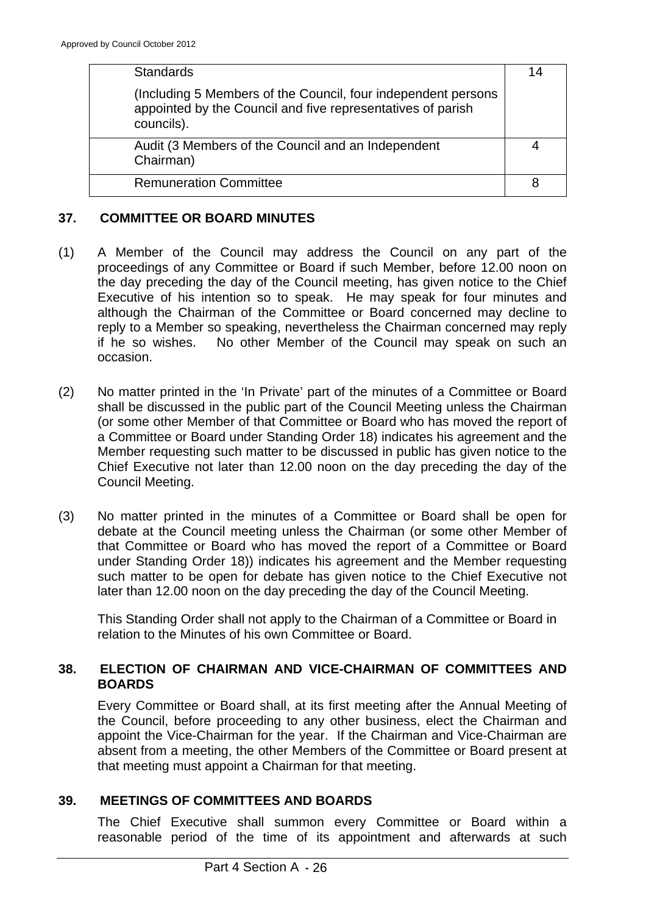| | |
|---|---|
| Standards<br><br>(Including 5 Members of the Council, four independent persons appointed by the Council and five representatives of parish councils). | 14 |
| Audit (3 Members of the Council and an Independent Chairman) | 4 |
| Remuneration Committee | 8 |

## 37. COMMITTEE OR BOARD MINUTES

(1) A Member of the Council may address the Council on any part of the proceedings of any Committee or Board if such Member, before 12.00 noon on the day preceding the day of the Council meeting, has given notice to the Chief Executive of his intention so to speak. He may speak for four minutes and although the Chairman of the Committee or Board concerned may decline to reply to a Member so speaking, nevertheless the Chairman concerned may reply if he so wishes. No other Member of the Council may speak on such an occasion.

(2) No matter printed in the 'In Private' part of the minutes of a Committee or Board shall be discussed in the public part of the Council Meeting unless the Chairman (or some other Member of that Committee or Board who has moved the report of a Committee or Board under Standing Order 18) indicates his agreement and the Member requesting such matter to be discussed in public has given notice to the Chief Executive not later than 12.00 noon on the day preceding the day of the Council Meeting.

(3) No matter printed in the minutes of a Committee or Board shall be open for debate at the Council meeting unless the Chairman (or some other Member of that Committee or Board who has moved the report of a Committee or Board under Standing Order 18)) indicates his agreement and the Member requesting such matter to be open for debate has given notice to the Chief Executive not later than 12.00 noon on the day preceding the day of the Council Meeting.

This Standing Order shall not apply to the Chairman of a Committee or Board in relation to the Minutes of his own Committee or Board.

## 38. ELECTION OF CHAIRMAN AND VICE-CHAIRMAN OF COMMITTEES AND BOARDS

Every Committee or Board shall, at its first meeting after the Annual Meeting of the Council, before proceeding to any other business, elect the Chairman and appoint the Vice-Chairman for the year. If the Chairman and Vice-Chairman are absent from a meeting, the other Members of the Committee or Board present at that meeting must appoint a Chairman for that meeting.

## 39. MEETINGS OF COMMITTEES AND BOARDS

The Chief Executive shall summon every Committee or Board within a reasonable period of the time of its appointment and afterwards at such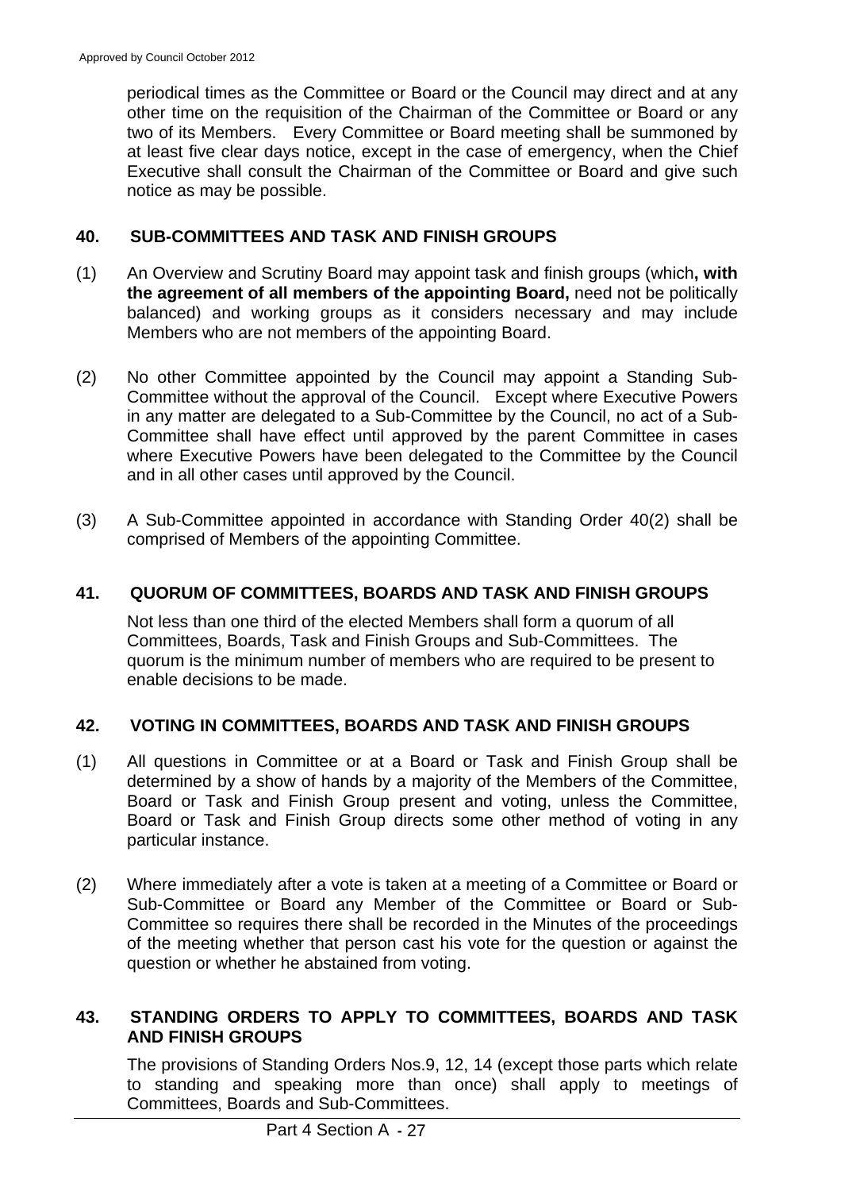periodical times as the Committee or Board or the Council may direct and at any other time on the requisition of the Chairman of the Committee or Board or any two of its Members. Every Committee or Board meeting shall be summoned by at least five clear days notice, except in the case of emergency, when the Chief Executive shall consult the Chairman of the Committee or Board and give such notice as may be possible.

## 40. SUB-COMMITTEES AND TASK AND FINISH GROUPS

(1) An Overview and Scrutiny Board may appoint task and finish groups (which**, with the agreement of all members of the appointing Board,** need not be politically balanced) and working groups as it considers necessary and may include Members who are not members of the appointing Board.

(2) No other Committee appointed by the Council may appoint a Standing Sub-Committee without the approval of the Council. Except where Executive Powers in any matter are delegated to a Sub-Committee by the Council, no act of a Sub-Committee shall have effect until approved by the parent Committee in cases where Executive Powers have been delegated to the Committee by the Council and in all other cases until approved by the Council.

(3) A Sub-Committee appointed in accordance with Standing Order 40(2) shall be comprised of Members of the appointing Committee.

## 41. QUORUM OF COMMITTEES, BOARDS AND TASK AND FINISH GROUPS

Not less than one third of the elected Members shall form a quorum of all Committees, Boards, Task and Finish Groups and Sub-Committees. The quorum is the minimum number of members who are required to be present to enable decisions to be made.

## 42. VOTING IN COMMITTEES, BOARDS AND TASK AND FINISH GROUPS

(1) All questions in Committee or at a Board or Task and Finish Group shall be determined by a show of hands by a majority of the Members of the Committee, Board or Task and Finish Group present and voting, unless the Committee, Board or Task and Finish Group directs some other method of voting in any particular instance.

(2) Where immediately after a vote is taken at a meeting of a Committee or Board or Sub-Committee or Board any Member of the Committee or Board or Sub-Committee so requires there shall be recorded in the Minutes of the proceedings of the meeting whether that person cast his vote for the question or against the question or whether he abstained from voting.

## 43. STANDING ORDERS TO APPLY TO COMMITTEES, BOARDS AND TASK AND FINISH GROUPS

The provisions of Standing Orders Nos.9, 12, 14 (except those parts which relate to standing and speaking more than once) shall apply to meetings of Committees, Boards and Sub-Committees.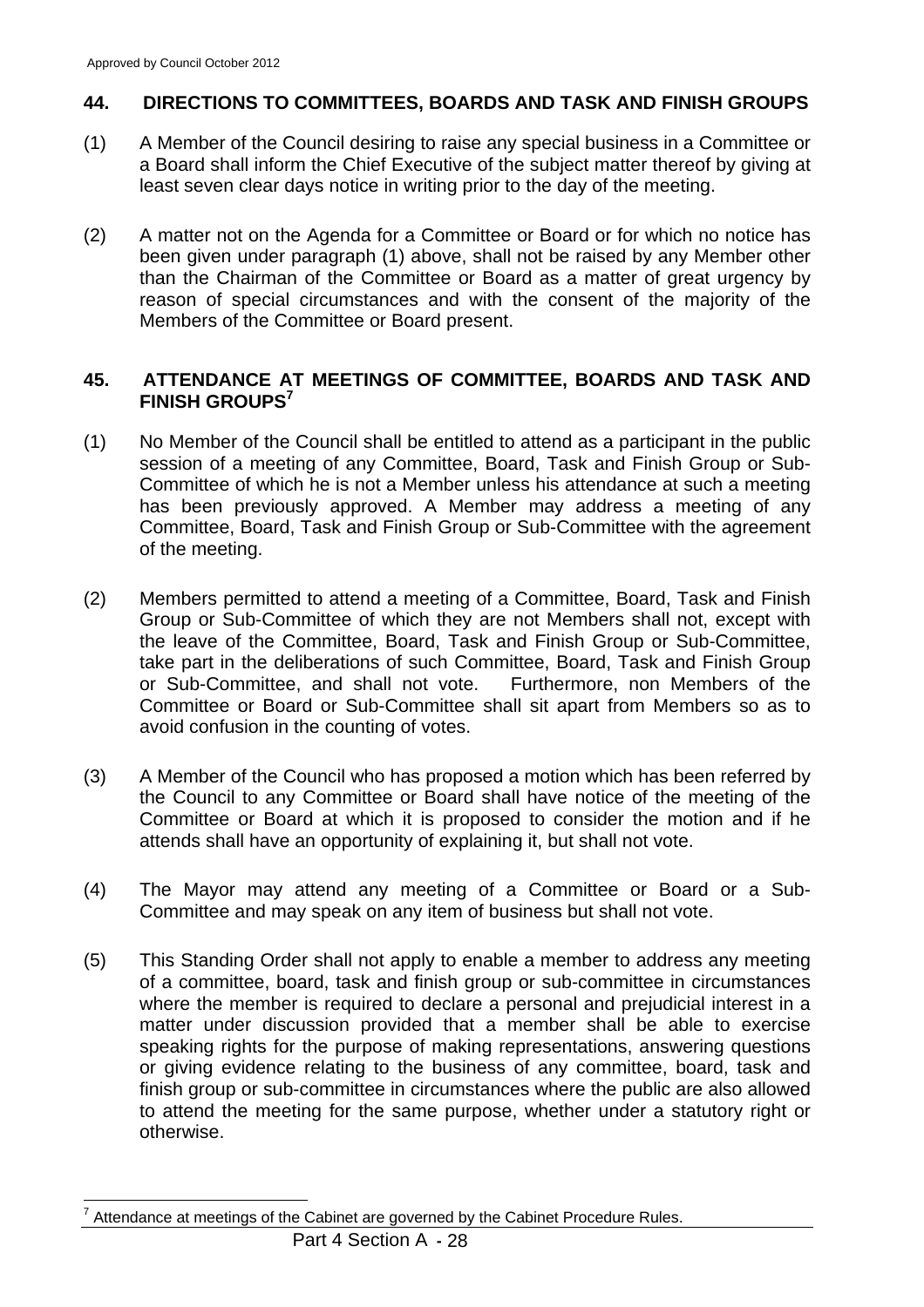## 44. DIRECTIONS TO COMMITTEES, BOARDS AND TASK AND FINISH GROUPS

(1) A Member of the Council desiring to raise any special business in a Committee or a Board shall inform the Chief Executive of the subject matter thereof by giving at least seven clear days notice in writing prior to the day of the meeting.

(2) A matter not on the Agenda for a Committee or Board or for which no notice has been given under paragraph (1) above, shall not be raised by any Member other than the Chairman of the Committee or Board as a matter of great urgency by reason of special circumstances and with the consent of the majority of the Members of the Committee or Board present.

## 45. ATTENDANCE AT MEETINGS OF COMMITTEE, BOARDS AND TASK AND FINISH GROUPS[7]

(1) No Member of the Council shall be entitled to attend as a participant in the public session of a meeting of any Committee, Board, Task and Finish Group or Sub-Committee of which he is not a Member unless his attendance at such a meeting has been previously approved. A Member may address a meeting of any Committee, Board, Task and Finish Group or Sub-Committee with the agreement of the meeting.

(2) Members permitted to attend a meeting of a Committee, Board, Task and Finish Group or Sub-Committee of which they are not Members shall not, except with the leave of the Committee, Board, Task and Finish Group or Sub-Committee, take part in the deliberations of such Committee, Board, Task and Finish Group or Sub-Committee, and shall not vote. Furthermore, non Members of the Committee or Board or Sub-Committee shall sit apart from Members so as to avoid confusion in the counting of votes.

(3) A Member of the Council who has proposed a motion which has been referred by the Council to any Committee or Board shall have notice of the meeting of the Committee or Board at which it is proposed to consider the motion and if he attends shall have an opportunity of explaining it, but shall not vote.

(4) The Mayor may attend any meeting of a Committee or Board or a Sub-Committee and may speak on any item of business but shall not vote.

(5) This Standing Order shall not apply to enable a member to address any meeting of a committee, board, task and finish group or sub-committee in circumstances where the member is required to declare a personal and prejudicial interest in a matter under discussion provided that a member shall be able to exercise speaking rights for the purpose of making representations, answering questions or giving evidence relating to the business of any committee, board, task and finish group or sub-committee in circumstances where the public are also allowed to attend the meeting for the same purpose, whether under a statutory right or otherwise.

[7] Attendance at meetings of the Cabinet are governed by the Cabinet Procedure Rules.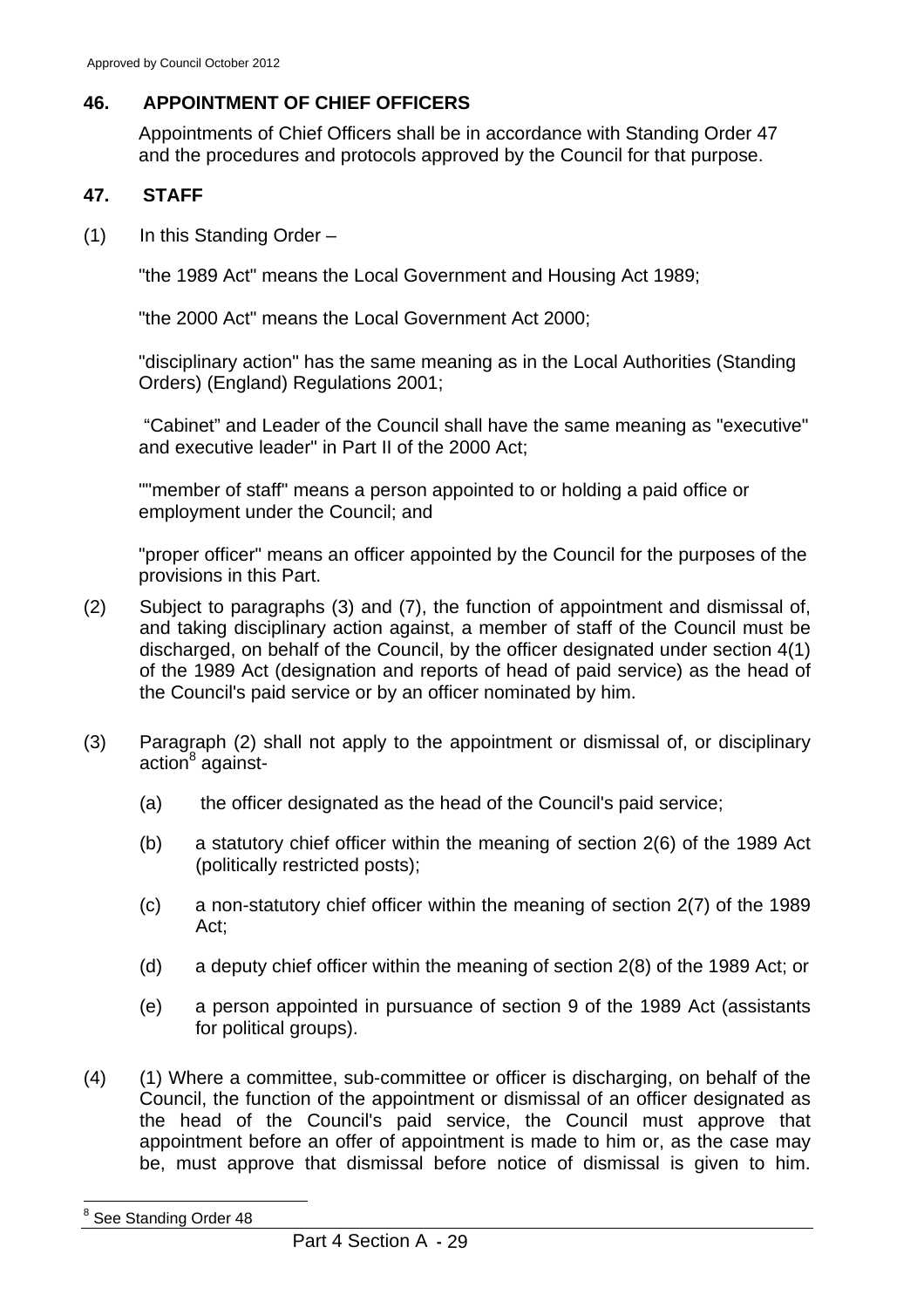## 46. APPOINTMENT OF CHIEF OFFICERS

Appointments of Chief Officers shall be in accordance with Standing Order 47 and the procedures and protocols approved by the Council for that purpose.

## 47. STAFF

(1) In this Standing Order –

"the 1989 Act" means the Local Government and Housing Act 1989;

"the 2000 Act" means the Local Government Act 2000;

"disciplinary action" has the same meaning as in the Local Authorities (Standing Orders) (England) Regulations 2001;

"Cabinet" and Leader of the Council shall have the same meaning as "executive" and executive leader" in Part II of the 2000 Act;

""member of staff" means a person appointed to or holding a paid office or employment under the Council; and

"proper officer" means an officer appointed by the Council for the purposes of the provisions in this Part.

(2) Subject to paragraphs (3) and (7), the function of appointment and dismissal of, and taking disciplinary action against, a member of staff of the Council must be discharged, on behalf of the Council, by the officer designated under section 4(1) of the 1989 Act (designation and reports of head of paid service) as the head of the Council's paid service or by an officer nominated by him.

(3) Paragraph (2) shall not apply to the appointment or dismissal of, or disciplinary action[8] against-

(a) the officer designated as the head of the Council's paid service;

(b) a statutory chief officer within the meaning of section 2(6) of the 1989 Act (politically restricted posts);

(c) a non-statutory chief officer within the meaning of section 2(7) of the 1989 Act;

(d) a deputy chief officer within the meaning of section 2(8) of the 1989 Act; or

(e) a person appointed in pursuance of section 9 of the 1989 Act (assistants for political groups).

(4) (1) Where a committee, sub-committee or officer is discharging, on behalf of the Council, the function of the appointment or dismissal of an officer designated as the head of the Council's paid service, the Council must approve that appointment before an offer of appointment is made to him or, as the case may be, must approve that dismissal before notice of dismissal is given to him.

[8] See Standing Order 48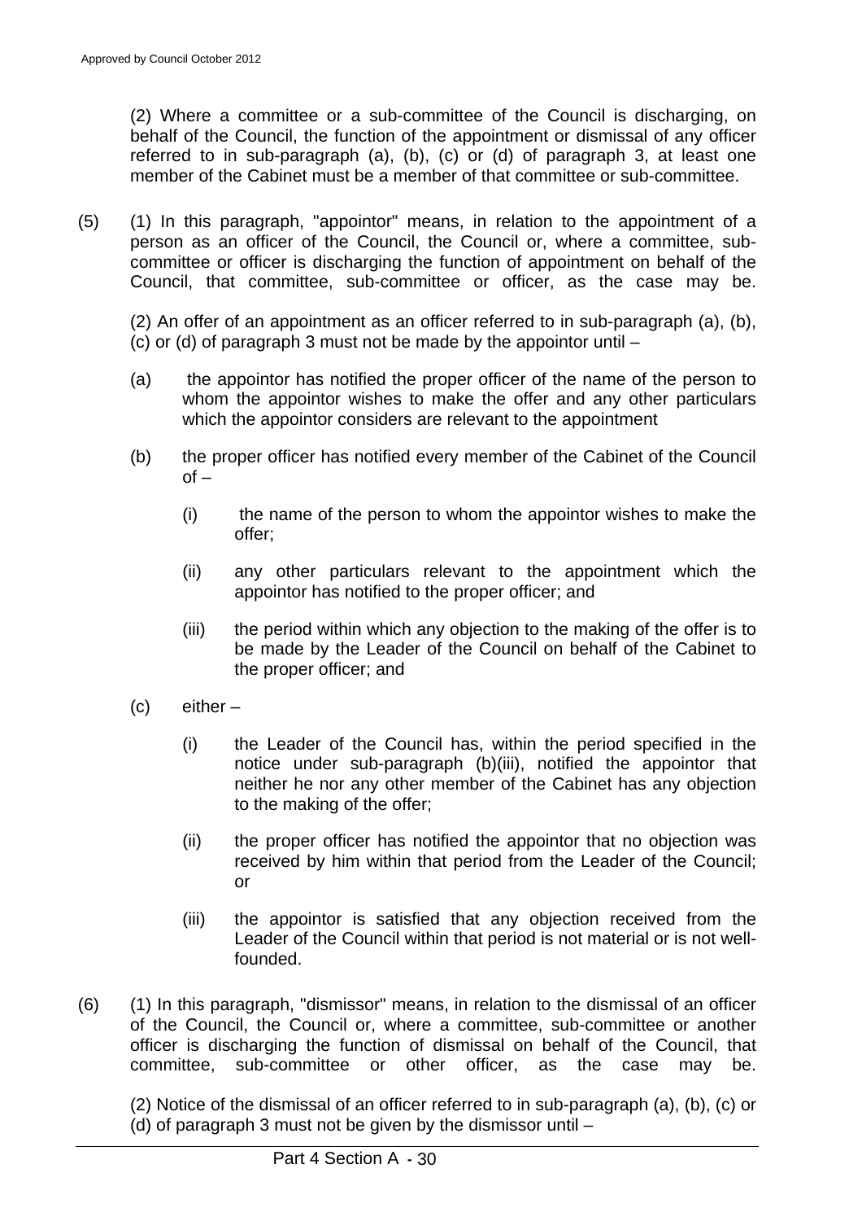(2) Where a committee or a sub-committee of the Council is discharging, on behalf of the Council, the function of the appointment or dismissal of any officer referred to in sub-paragraph (a), (b), (c) or (d) of paragraph 3, at least one member of the Cabinet must be a member of that committee or sub-committee.

(5) (1) In this paragraph, "appointor" means, in relation to the appointment of a person as an officer of the Council, the Council or, where a committee, sub-committee or officer is discharging the function of appointment on behalf of the Council, that committee, sub-committee or officer, as the case may be.

(2) An offer of an appointment as an officer referred to in sub-paragraph (a), (b), (c) or (d) of paragraph 3 must not be made by the appointor until –

(a) the appointor has notified the proper officer of the name of the person to whom the appointor wishes to make the offer and any other particulars which the appointor considers are relevant to the appointment

(b) the proper officer has notified every member of the Cabinet of the Council of –

(i) the name of the person to whom the appointor wishes to make the offer;

(ii) any other particulars relevant to the appointment which the appointor has notified to the proper officer; and

(iii) the period within which any objection to the making of the offer is to be made by the Leader of the Council on behalf of the Cabinet to the proper officer; and

(c) either –

(i) the Leader of the Council has, within the period specified in the notice under sub-paragraph (b)(iii), notified the appointor that neither he nor any other member of the Cabinet has any objection to the making of the offer;

(ii) the proper officer has notified the appointor that no objection was received by him within that period from the Leader of the Council; or

(iii) the appointor is satisfied that any objection received from the Leader of the Council within that period is not material or is not well-founded.

(6) (1) In this paragraph, "dismissor" means, in relation to the dismissal of an officer of the Council, the Council or, where a committee, sub-committee or another officer is discharging the function of dismissal on behalf of the Council, that committee, sub-committee or other officer, as the case may be.

(2) Notice of the dismissal of an officer referred to in sub-paragraph (a), (b), (c) or (d) of paragraph 3 must not be given by the dismissor until –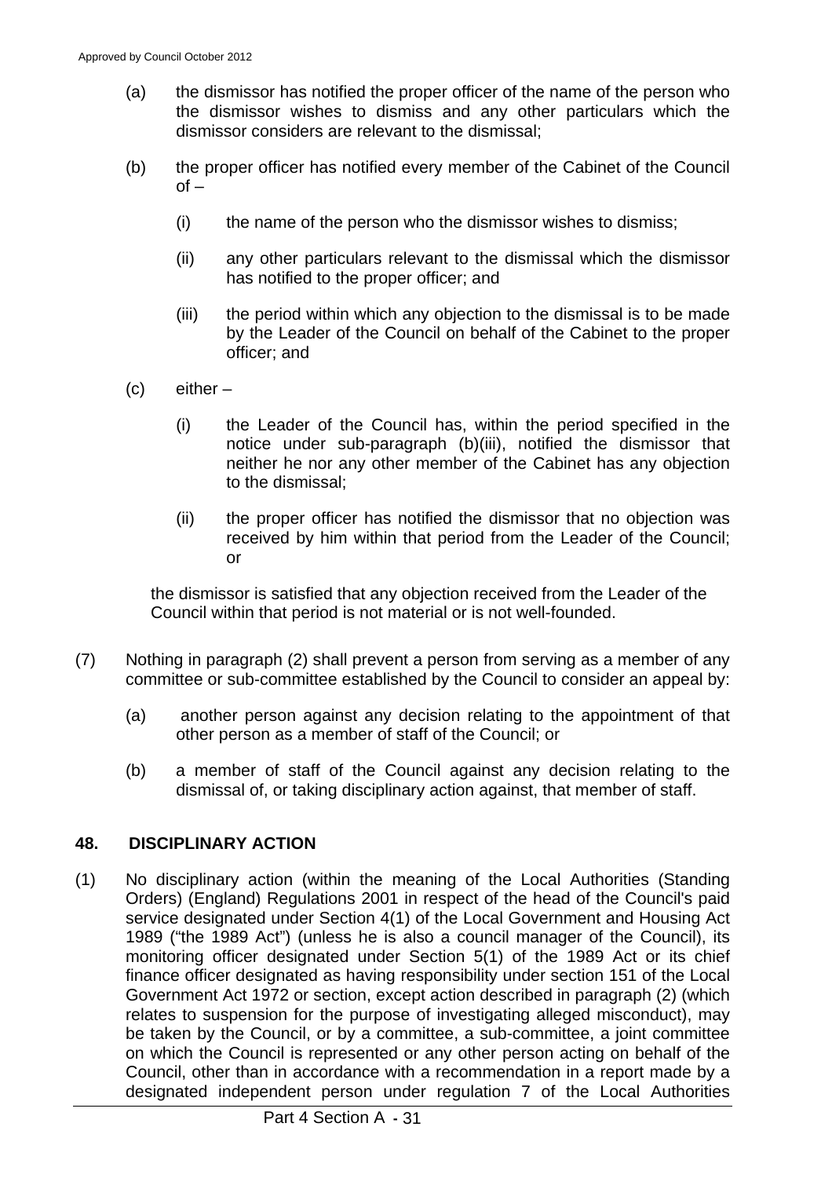(a) the dismissor has notified the proper officer of the name of the person who the dismissor wishes to dismiss and any other particulars which the dismissor considers are relevant to the dismissal;

(b) the proper officer has notified every member of the Cabinet of the Council of –

   (i) the name of the person who the dismissor wishes to dismiss;

   (ii) any other particulars relevant to the dismissal which the dismissor has notified to the proper officer; and

   (iii) the period within which any objection to the dismissal is to be made by the Leader of the Council on behalf of the Cabinet to the proper officer; and

(c) either –

   (i) the Leader of the Council has, within the period specified in the notice under sub-paragraph (b)(iii), notified the dismissor that neither he nor any other member of the Cabinet has any objection to the dismissal;

   (ii) the proper officer has notified the dismissor that no objection was received by him within that period from the Leader of the Council; or

   the dismissor is satisfied that any objection received from the Leader of the Council within that period is not material or is not well-founded.

(7) Nothing in paragraph (2) shall prevent a person from serving as a member of any committee or sub-committee established by the Council to consider an appeal by:

   (a) another person against any decision relating to the appointment of that other person as a member of staff of the Council; or

   (b) a member of staff of the Council against any decision relating to the dismissal of, or taking disciplinary action against, that member of staff.

## 48. DISCIPLINARY ACTION

(1) No disciplinary action (within the meaning of the Local Authorities (Standing Orders) (England) Regulations 2001 in respect of the head of the Council's paid service designated under Section 4(1) of the Local Government and Housing Act 1989 ("the 1989 Act") (unless he is also a council manager of the Council), its monitoring officer designated under Section 5(1) of the 1989 Act or its chief finance officer designated as having responsibility under section 151 of the Local Government Act 1972 or section, except action described in paragraph (2) (which relates to suspension for the purpose of investigating alleged misconduct), may be taken by the Council, or by a committee, a sub-committee, a joint committee on which the Council is represented or any other person acting on behalf of the Council, other than in accordance with a recommendation in a report made by a designated independent person under regulation 7 of the Local Authorities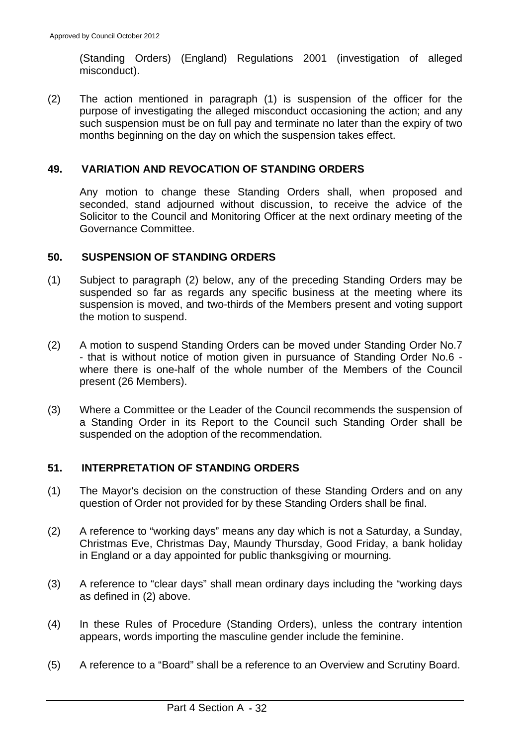(Standing Orders) (England) Regulations 2001 (investigation of alleged misconduct).

(2) The action mentioned in paragraph (1) is suspension of the officer for the purpose of investigating the alleged misconduct occasioning the action; and any such suspension must be on full pay and terminate no later than the expiry of two months beginning on the day on which the suspension takes effect.

## 49. VARIATION AND REVOCATION OF STANDING ORDERS

Any motion to change these Standing Orders shall, when proposed and seconded, stand adjourned without discussion, to receive the advice of the Solicitor to the Council and Monitoring Officer at the next ordinary meeting of the Governance Committee.

## 50. SUSPENSION OF STANDING ORDERS

(1) Subject to paragraph (2) below, any of the preceding Standing Orders may be suspended so far as regards any specific business at the meeting where its suspension is moved, and two-thirds of the Members present and voting support the motion to suspend.

(2) A motion to suspend Standing Orders can be moved under Standing Order No.7 - that is without notice of motion given in pursuance of Standing Order No.6 - where there is one-half of the whole number of the Members of the Council present (26 Members).

(3) Where a Committee or the Leader of the Council recommends the suspension of a Standing Order in its Report to the Council such Standing Order shall be suspended on the adoption of the recommendation.

## 51. INTERPRETATION OF STANDING ORDERS

(1) The Mayor's decision on the construction of these Standing Orders and on any question of Order not provided for by these Standing Orders shall be final.

(2) A reference to "working days" means any day which is not a Saturday, a Sunday, Christmas Eve, Christmas Day, Maundy Thursday, Good Friday, a bank holiday in England or a day appointed for public thanksgiving or mourning.

(3) A reference to "clear days" shall mean ordinary days including the "working days as defined in (2) above.

(4) In these Rules of Procedure (Standing Orders), unless the contrary intention appears, words importing the masculine gender include the feminine.

(5) A reference to a "Board" shall be a reference to an Overview and Scrutiny Board.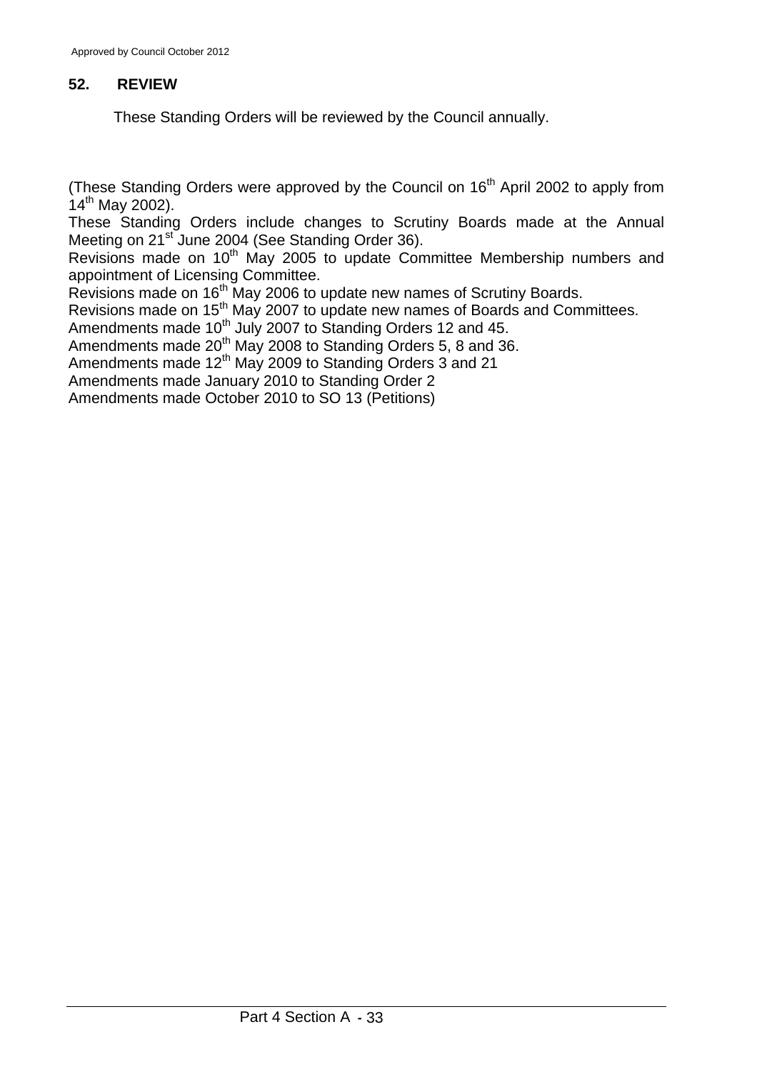## 52. REVIEW

These Standing Orders will be reviewed by the Council annually.

(These Standing Orders were approved by the Council on 16th April 2002 to apply from 14th May 2002).

These Standing Orders include changes to Scrutiny Boards made at the Annual Meeting on 21st June 2004 (See Standing Order 36).

Revisions made on 10th May 2005 to update Committee Membership numbers and appointment of Licensing Committee.

Revisions made on 16th May 2006 to update new names of Scrutiny Boards.

Revisions made on 15th May 2007 to update new names of Boards and Committees.

Amendments made 10th July 2007 to Standing Orders 12 and 45.

Amendments made 20th May 2008 to Standing Orders 5, 8 and 36.

Amendments made 12th May 2009 to Standing Orders 3 and 21

Amendments made January 2010 to Standing Order 2

Amendments made October 2010 to SO 13 (Petitions)